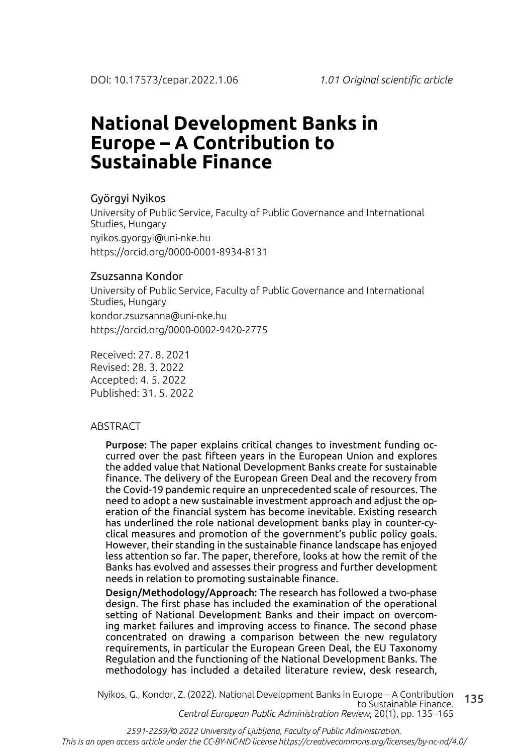DOI: 10.17573/cepar.2022.1.06 *1.01 Original scientific article*

# National Development Banks in Europe – A Contribution to Sustainable Finance

Györgyi Nyikos

University of Public Service, Faculty of Public Governance and International Studies, Hungary

nyikos.gyorgyi@uni-nke.hu

https://orcid.org/0000-0001-8934-8131

Zsuzsanna Kondor

University of Public Service, Faculty of Public Governance and International Studies, Hungary

kondor.zsuzsanna@uni-nke.hu

https://orcid.org/0000-0002-9420-2775

Received: 27. 8. 2021
Revised: 28. 3. 2022
Accepted: 4. 5. 2022
Published: 31. 5. 2022

## ABSTRACT

**Purpose:** The paper explains critical changes to investment funding occurred over the past fifteen years in the European Union and explores the added value that National Development Banks create for sustainable finance. The delivery of the European Green Deal and the recovery from the Covid-19 pandemic require an unprecedented scale of resources. The need to adopt a new sustainable investment approach and adjust the operation of the financial system has become inevitable. Existing research has underlined the role national development banks play in counter-cyclical measures and promotion of the government's public policy goals. However, their standing in the sustainable finance landscape has enjoyed less attention so far. The paper, therefore, looks at how the remit of the Banks has evolved and assesses their progress and further development needs in relation to promoting sustainable finance.

**Design/Methodology/Approach:** The research has followed a two-phase design. The first phase has included the examination of the operational setting of National Development Banks and their impact on overcoming market failures and improving access to finance. The second phase concentrated on drawing a comparison between the new regulatory requirements, in particular the European Green Deal, the EU Taxonomy Regulation and the functioning of the National Development Banks. The methodology has included a detailed literature review, desk research,

Nyikos, G., Kondor, Z. (2022). National Development Banks in Europe – A Contribution to Sustainable Finance. *Central European Public Administration Review*, 20(1), pp. 135–165

*2591-2259/© 2022 University of Ljubljana, Faculty of Public Administration.*
*This is an open access article under the CC-BY-NC-ND license https://creativecommons.org/licenses/by-nc-nd/4.0/*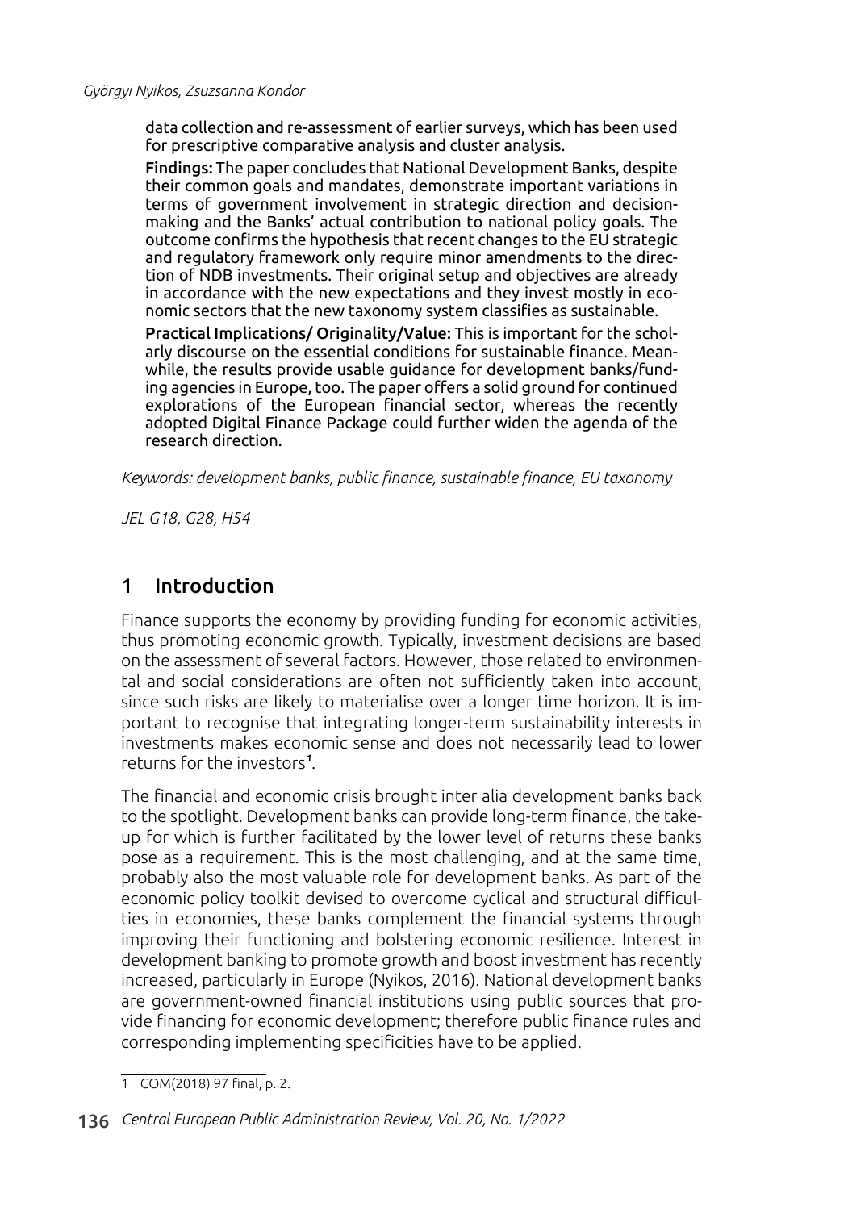data collection and re-assessment of earlier surveys, which has been used for prescriptive comparative analysis and cluster analysis.

**Findings:** The paper concludes that National Development Banks, despite their common goals and mandates, demonstrate important variations in terms of government involvement in strategic direction and decision-making and the Banks' actual contribution to national policy goals. The outcome confirms the hypothesis that recent changes to the EU strategic and regulatory framework only require minor amendments to the direction of NDB investments. Their original setup and objectives are already in accordance with the new expectations and they invest mostly in economic sectors that the new taxonomy system classifies as sustainable.

**Practical Implications/ Originality/Value:** This is important for the scholarly discourse on the essential conditions for sustainable finance. Meanwhile, the results provide usable guidance for development banks/funding agencies in Europe, too. The paper offers a solid ground for continued explorations of the European financial sector, whereas the recently adopted Digital Finance Package could further widen the agenda of the research direction.

*Keywords: development banks, public finance, sustainable finance, EU taxonomy*

*JEL G18, G28, H54*

## 1 Introduction

Finance supports the economy by providing funding for economic activities, thus promoting economic growth. Typically, investment decisions are based on the assessment of several factors. However, those related to environmental and social considerations are often not sufficiently taken into account, since such risks are likely to materialise over a longer time horizon. It is important to recognise that integrating longer-term sustainability interests in investments makes economic sense and does not necessarily lead to lower returns for the investors[1].

The financial and economic crisis brought inter alia development banks back to the spotlight. Development banks can provide long-term finance, the take-up for which is further facilitated by the lower level of returns these banks pose as a requirement. This is the most challenging, and at the same time, probably also the most valuable role for development banks. As part of the economic policy toolkit devised to overcome cyclical and structural difficulties in economies, these banks complement the financial systems through improving their functioning and bolstering economic resilience. Interest in development banking to promote growth and boost investment has recently increased, particularly in Europe (Nyikos, 2016). National development banks are government-owned financial institutions using public sources that provide financing for economic development; therefore public finance rules and corresponding implementing specificities have to be applied.

[1] COM(2018) 97 final, p. 2.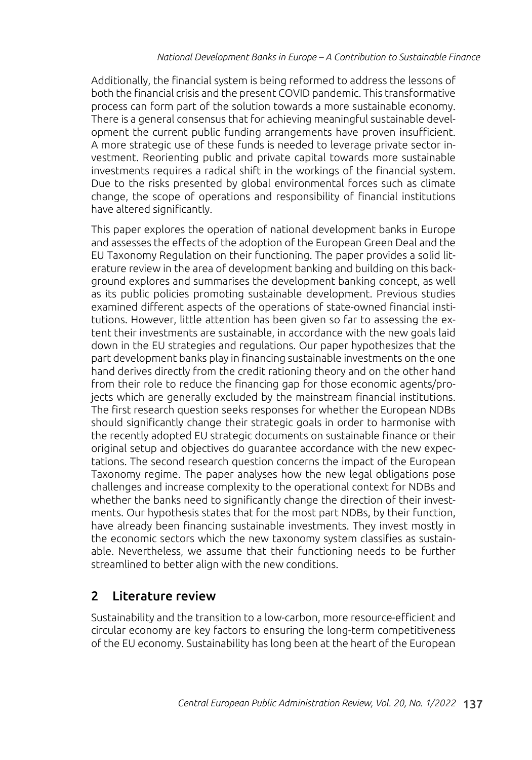Additionally, the financial system is being reformed to address the lessons of both the financial crisis and the present COVID pandemic. This transformative process can form part of the solution towards a more sustainable economy. There is a general consensus that for achieving meaningful sustainable development the current public funding arrangements have proven insufficient. A more strategic use of these funds is needed to leverage private sector investment. Reorienting public and private capital towards more sustainable investments requires a radical shift in the workings of the financial system. Due to the risks presented by global environmental forces such as climate change, the scope of operations and responsibility of financial institutions have altered significantly.

This paper explores the operation of national development banks in Europe and assesses the effects of the adoption of the European Green Deal and the EU Taxonomy Regulation on their functioning. The paper provides a solid literature review in the area of development banking and building on this background explores and summarises the development banking concept, as well as its public policies promoting sustainable development. Previous studies examined different aspects of the operations of state-owned financial institutions. However, little attention has been given so far to assessing the extent their investments are sustainable, in accordance with the new goals laid down in the EU strategies and regulations. Our paper hypothesizes that the part development banks play in financing sustainable investments on the one hand derives directly from the credit rationing theory and on the other hand from their role to reduce the financing gap for those economic agents/projects which are generally excluded by the mainstream financial institutions. The first research question seeks responses for whether the European NDBs should significantly change their strategic goals in order to harmonise with the recently adopted EU strategic documents on sustainable finance or their original setup and objectives do guarantee accordance with the new expectations. The second research question concerns the impact of the European Taxonomy regime. The paper analyses how the new legal obligations pose challenges and increase complexity to the operational context for NDBs and whether the banks need to significantly change the direction of their investments. Our hypothesis states that for the most part NDBs, by their function, have already been financing sustainable investments. They invest mostly in the economic sectors which the new taxonomy system classifies as sustainable. Nevertheless, we assume that their functioning needs to be further streamlined to better align with the new conditions.

## 2 Literature review

Sustainability and the transition to a low-carbon, more resource-efficient and circular economy are key factors to ensuring the long-term competitiveness of the EU economy. Sustainability has long been at the heart of the European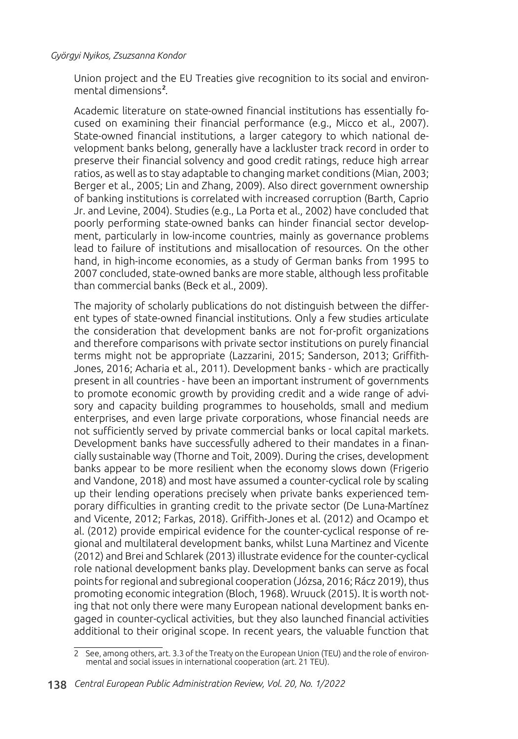Union project and the EU Treaties give recognition to its social and environmental dimensions[2].

Academic literature on state-owned financial institutions has essentially focused on examining their financial performance (e.g., Micco et al., 2007). State-owned financial institutions, a larger category to which national development banks belong, generally have a lackluster track record in order to preserve their financial solvency and good credit ratings, reduce high arrear ratios, as well as to stay adaptable to changing market conditions (Mian, 2003; Berger et al., 2005; Lin and Zhang, 2009). Also direct government ownership of banking institutions is correlated with increased corruption (Barth, Caprio Jr. and Levine, 2004). Studies (e.g., La Porta et al., 2002) have concluded that poorly performing state-owned banks can hinder financial sector development, particularly in low-income countries, mainly as governance problems lead to failure of institutions and misallocation of resources. On the other hand, in high-income economies, as a study of German banks from 1995 to 2007 concluded, state-owned banks are more stable, although less profitable than commercial banks (Beck et al., 2009).

The majority of scholarly publications do not distinguish between the different types of state-owned financial institutions. Only a few studies articulate the consideration that development banks are not for-profit organizations and therefore comparisons with private sector institutions on purely financial terms might not be appropriate (Lazzarini, 2015; Sanderson, 2013; Griffith-Jones, 2016; Acharia et al., 2011). Development banks - which are practically present in all countries - have been an important instrument of governments to promote economic growth by providing credit and a wide range of advisory and capacity building programmes to households, small and medium enterprises, and even large private corporations, whose financial needs are not sufficiently served by private commercial banks or local capital markets. Development banks have successfully adhered to their mandates in a financially sustainable way (Thorne and Toit, 2009). During the crises, development banks appear to be more resilient when the economy slows down (Frigerio and Vandone, 2018) and most have assumed a counter-cyclical role by scaling up their lending operations precisely when private banks experienced temporary difficulties in granting credit to the private sector (De Luna-Martínez and Vicente, 2012; Farkas, 2018). Griffith-Jones et al. (2012) and Ocampo et al. (2012) provide empirical evidence for the counter-cyclical response of regional and multilateral development banks, whilst Luna Martinez and Vicente (2012) and Brei and Schlarek (2013) illustrate evidence for the counter-cyclical role national development banks play. Development banks can serve as focal points for regional and subregional cooperation (Józsa, 2016; Rácz 2019), thus promoting economic integration (Bloch, 1968). Wruuck (2015). It is worth noting that not only there were many European national development banks engaged in counter-cyclical activities, but they also launched financial activities additional to their original scope. In recent years, the valuable function that

---

2 See, among others, art. 3.3 of the Treaty on the European Union (TEU) and the role of environmental and social issues in international cooperation (art. 21 TEU).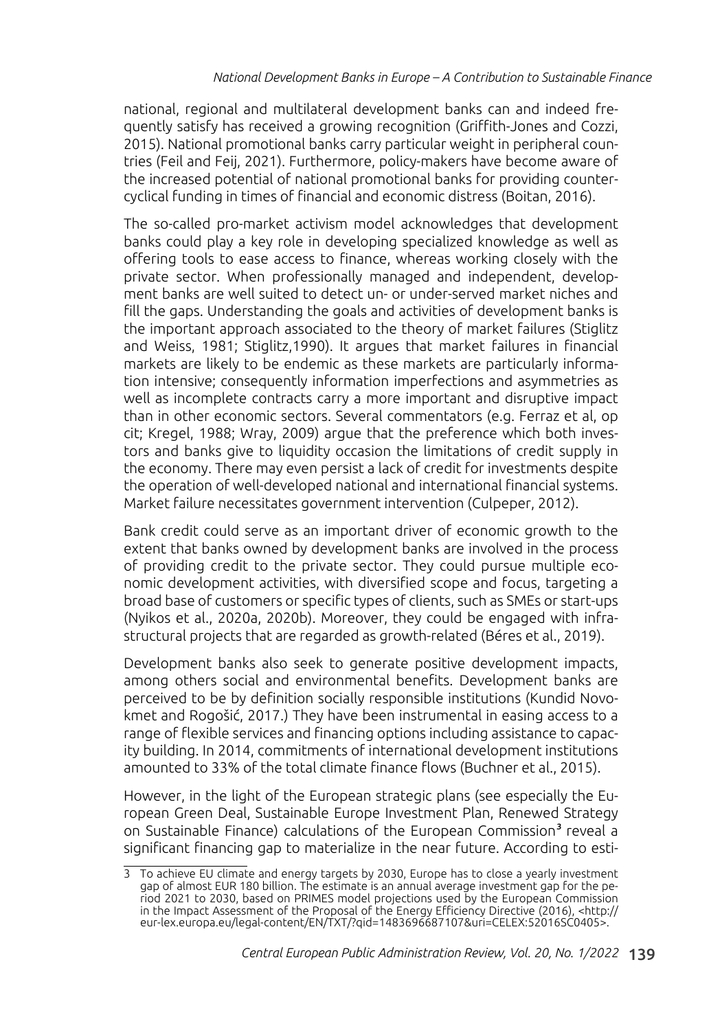national, regional and multilateral development banks can and indeed frequently satisfy has received a growing recognition (Griffith-Jones and Cozzi, 2015). National promotional banks carry particular weight in peripheral countries (Feil and Feij, 2021). Furthermore, policy-makers have become aware of the increased potential of national promotional banks for providing countercyclical funding in times of financial and economic distress (Boitan, 2016).

The so-called pro-market activism model acknowledges that development banks could play a key role in developing specialized knowledge as well as offering tools to ease access to finance, whereas working closely with the private sector. When professionally managed and independent, development banks are well suited to detect un- or under-served market niches and fill the gaps. Understanding the goals and activities of development banks is the important approach associated to the theory of market failures (Stiglitz and Weiss, 1981; Stiglitz,1990). It argues that market failures in financial markets are likely to be endemic as these markets are particularly information intensive; consequently information imperfections and asymmetries as well as incomplete contracts carry a more important and disruptive impact than in other economic sectors. Several commentators (e.g. Ferraz et al, op cit; Kregel, 1988; Wray, 2009) argue that the preference which both investors and banks give to liquidity occasion the limitations of credit supply in the economy. There may even persist a lack of credit for investments despite the operation of well-developed national and international financial systems. Market failure necessitates government intervention (Culpeper, 2012).

Bank credit could serve as an important driver of economic growth to the extent that banks owned by development banks are involved in the process of providing credit to the private sector. They could pursue multiple economic development activities, with diversified scope and focus, targeting a broad base of customers or specific types of clients, such as SMEs or start-ups (Nyikos et al., 2020a, 2020b). Moreover, they could be engaged with infrastructural projects that are regarded as growth-related (Béres et al., 2019).

Development banks also seek to generate positive development impacts, among others social and environmental benefits. Development banks are perceived to be by definition socially responsible institutions (Kundid Novokmet and Rogošić, 2017.) They have been instrumental in easing access to a range of flexible services and financing options including assistance to capacity building. In 2014, commitments of international development institutions amounted to 33% of the total climate finance flows (Buchner et al., 2015).

However, in the light of the European strategic plans (see especially the European Green Deal, Sustainable Europe Investment Plan, Renewed Strategy on Sustainable Finance) calculations of the European Commission[3] reveal a significant financing gap to materialize in the near future. According to esti-

[3] To achieve EU climate and energy targets by 2030, Europe has to close a yearly investment gap of almost EUR 180 billion. The estimate is an annual average investment gap for the period 2021 to 2030, based on PRIMES model projections used by the European Commission in the Impact Assessment of the Proposal of the Energy Efficiency Directive (2016), <http://eur-lex.europa.eu/legal-content/EN/TXT/?qid=1483696687107&uri=CELEX:52016SC0405>.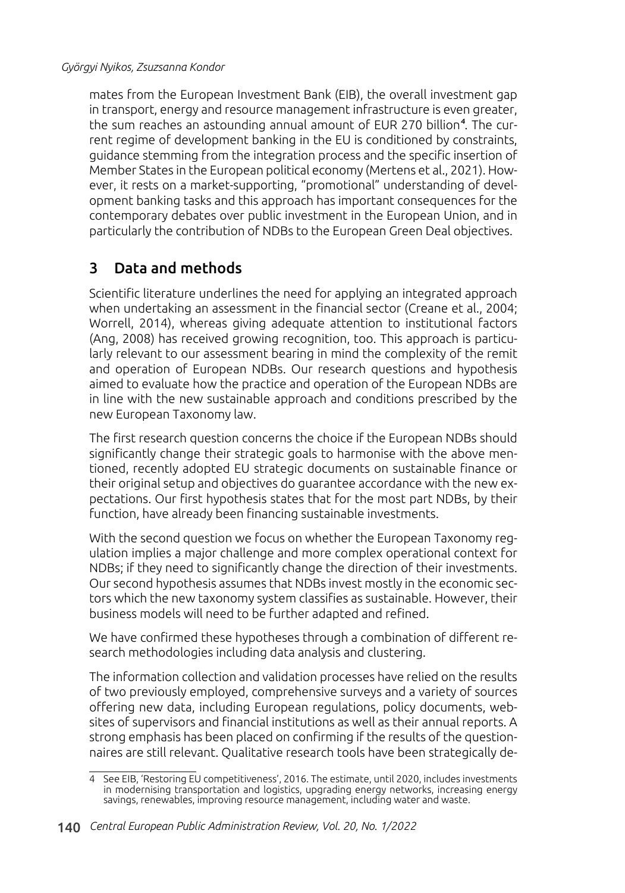mates from the European Investment Bank (EIB), the overall investment gap in transport, energy and resource management infrastructure is even greater, the sum reaches an astounding annual amount of EUR 270 billion[4]. The current regime of development banking in the EU is conditioned by constraints, guidance stemming from the integration process and the specific insertion of Member States in the European political economy (Mertens et al., 2021). However, it rests on a market-supporting, "promotional" understanding of development banking tasks and this approach has important consequences for the contemporary debates over public investment in the European Union, and in particularly the contribution of NDBs to the European Green Deal objectives.

## 3 Data and methods

Scientific literature underlines the need for applying an integrated approach when undertaking an assessment in the financial sector (Creane et al., 2004; Worrell, 2014), whereas giving adequate attention to institutional factors (Ang, 2008) has received growing recognition, too. This approach is particularly relevant to our assessment bearing in mind the complexity of the remit and operation of European NDBs. Our research questions and hypothesis aimed to evaluate how the practice and operation of the European NDBs are in line with the new sustainable approach and conditions prescribed by the new European Taxonomy law.

The first research question concerns the choice if the European NDBs should significantly change their strategic goals to harmonise with the above mentioned, recently adopted EU strategic documents on sustainable finance or their original setup and objectives do guarantee accordance with the new expectations. Our first hypothesis states that for the most part NDBs, by their function, have already been financing sustainable investments.

With the second question we focus on whether the European Taxonomy regulation implies a major challenge and more complex operational context for NDBs; if they need to significantly change the direction of their investments. Our second hypothesis assumes that NDBs invest mostly in the economic sectors which the new taxonomy system classifies as sustainable. However, their business models will need to be further adapted and refined.

We have confirmed these hypotheses through a combination of different research methodologies including data analysis and clustering.

The information collection and validation processes have relied on the results of two previously employed, comprehensive surveys and a variety of sources offering new data, including European regulations, policy documents, websites of supervisors and financial institutions as well as their annual reports. A strong emphasis has been placed on confirming if the results of the questionnaires are still relevant. Qualitative research tools have been strategically de-

[4] See EIB, 'Restoring EU competitiveness', 2016. The estimate, until 2020, includes investments in modernising transportation and logistics, upgrading energy networks, increasing energy savings, renewables, improving resource management, including water and waste.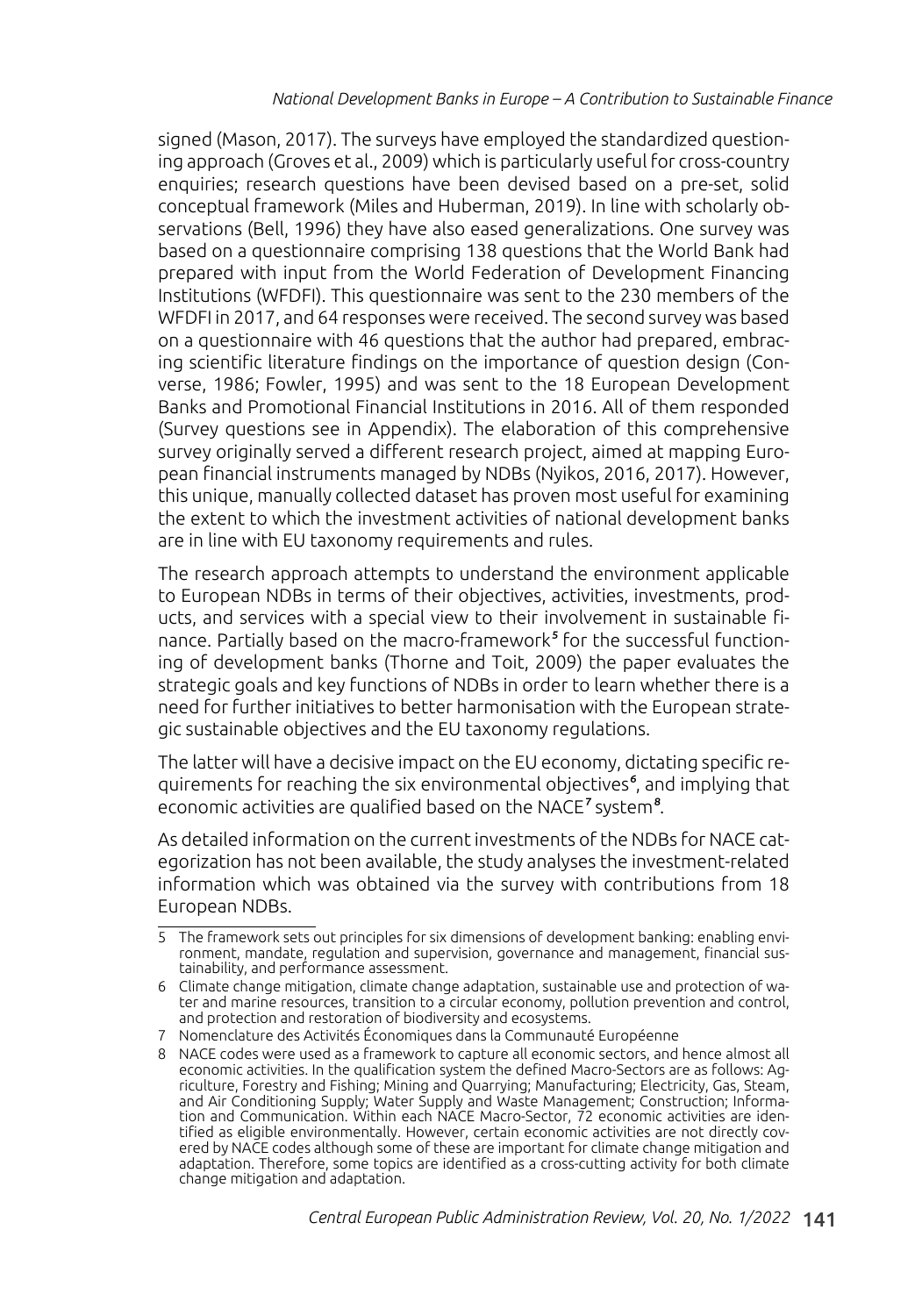signed (Mason, 2017). The surveys have employed the standardized questioning approach (Groves et al., 2009) which is particularly useful for cross-country enquiries; research questions have been devised based on a pre-set, solid conceptual framework (Miles and Huberman, 2019). In line with scholarly observations (Bell, 1996) they have also eased generalizations. One survey was based on a questionnaire comprising 138 questions that the World Bank had prepared with input from the World Federation of Development Financing Institutions (WFDFI). This questionnaire was sent to the 230 members of the WFDFI in 2017, and 64 responses were received. The second survey was based on a questionnaire with 46 questions that the author had prepared, embracing scientific literature findings on the importance of question design (Converse, 1986; Fowler, 1995) and was sent to the 18 European Development Banks and Promotional Financial Institutions in 2016. All of them responded (Survey questions see in Appendix). The elaboration of this comprehensive survey originally served a different research project, aimed at mapping European financial instruments managed by NDBs (Nyikos, 2016, 2017). However, this unique, manually collected dataset has proven most useful for examining the extent to which the investment activities of national development banks are in line with EU taxonomy requirements and rules.

The research approach attempts to understand the environment applicable to European NDBs in terms of their objectives, activities, investments, products, and services with a special view to their involvement in sustainable finance. Partially based on the macro-framework[5] for the successful functioning of development banks (Thorne and Toit, 2009) the paper evaluates the strategic goals and key functions of NDBs in order to learn whether there is a need for further initiatives to better harmonisation with the European strategic sustainable objectives and the EU taxonomy regulations.

The latter will have a decisive impact on the EU economy, dictating specific requirements for reaching the six environmental objectives[6], and implying that economic activities are qualified based on the NACE[7] system[8].

As detailed information on the current investments of the NDBs for NACE categorization has not been available, the study analyses the investment-related information which was obtained via the survey with contributions from 18 European NDBs.

---

5 The framework sets out principles for six dimensions of development banking: enabling environment, mandate, regulation and supervision, governance and management, financial sustainability, and performance assessment.

6 Climate change mitigation, climate change adaptation, sustainable use and protection of water and marine resources, transition to a circular economy, pollution prevention and control, and protection and restoration of biodiversity and ecosystems.

7 Nomenclature des Activités Économiques dans la Communauté Européenne

8 NACE codes were used as a framework to capture all economic sectors, and hence almost all economic activities. In the qualification system the defined Macro-Sectors are as follows: Agriculture, Forestry and Fishing; Mining and Quarrying; Manufacturing; Electricity, Gas, Steam, and Air Conditioning Supply; Water Supply and Waste Management; Construction; Information and Communication. Within each NACE Macro-Sector, 72 economic activities are identified as eligible environmentally. However, certain economic activities are not directly covered by NACE codes although some of these are important for climate change mitigation and adaptation. Therefore, some topics are identified as a cross-cutting activity for both climate change mitigation and adaptation.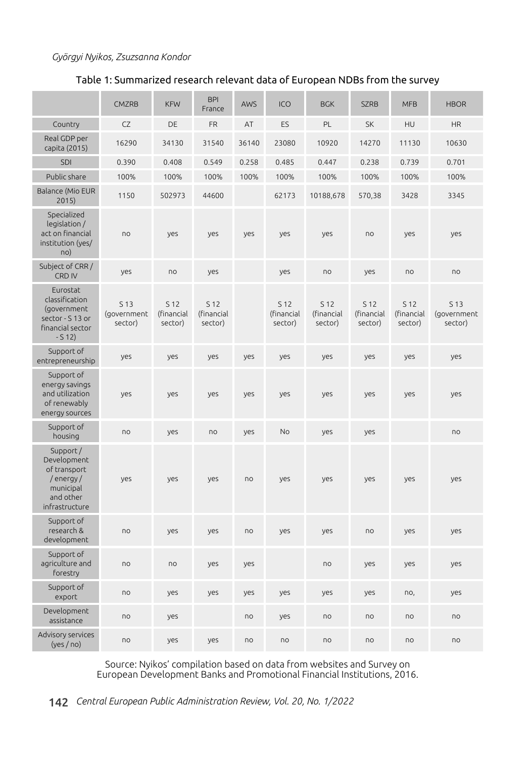Table 1: Summarized research relevant data of European NDBs from the survey

| | CMZRB | KFW | BPI France | AWS | ICO | BGK | SZRB | MFB | HBOR |
|---|---|---|---|---|---|---|---|---|---|
| Country | CZ | DE | FR | AT | ES | PL | SK | HU | HR |
| Real GDP per capita (2015) | 16290 | 34130 | 31540 | 36140 | 23080 | 10920 | 14270 | 11130 | 10630 |
| SDI | 0.390 | 0.408 | 0.549 | 0.258 | 0.485 | 0.447 | 0.238 | 0.739 | 0.701 |
| Public share | 100% | 100% | 100% | 100% | 100% | 100% | 100% | 100% | 100% |
| Balance (Mio EUR 2015) | 1150 | 502973 | 44600 | | 62173 | 10188,678 | 570,38 | 3428 | 3345 |
| Specialized legislation / act on financial institution (yes/no) | no | yes | yes | yes | yes | yes | no | yes | yes |
| Subject of CRR / CRD IV | yes | no | yes | | yes | no | yes | no | no |
| Eurostat classification (government sector - S 13 or financial sector - S 12) | S 13 (government sector) | S 12 (financial sector) | S 12 (financial sector) | | S 12 (financial sector) | S 12 (financial sector) | S 12 (financial sector) | S 12 (financial sector) | S 13 (government sector) |
| Support of entrepreneurship | yes | yes | yes | yes | yes | yes | yes | yes | yes |
| Support of energy savings and utilization of renewably energy sources | yes | yes | yes | yes | yes | yes | yes | yes | yes |
| Support of housing | no | yes | no | yes | No | yes | yes | | no |
| Support / Development of transport / energy / municipal and other infrastructure | yes | yes | yes | no | yes | yes | yes | yes | yes |
| Support of research & development | no | yes | yes | no | yes | yes | no | yes | yes |
| Support of agriculture and forestry | no | no | yes | yes | | no | yes | yes | yes |
| Support of export | no | yes | yes | yes | yes | yes | yes | no, | yes |
| Development assistance | no | yes | | no | yes | no | no | no | no |
| Advisory services (yes / no) | no | yes | yes | no | no | no | no | no | no |

Source: Nyikos' compilation based on data from websites and Survey on European Development Banks and Promotional Financial Institutions, 2016.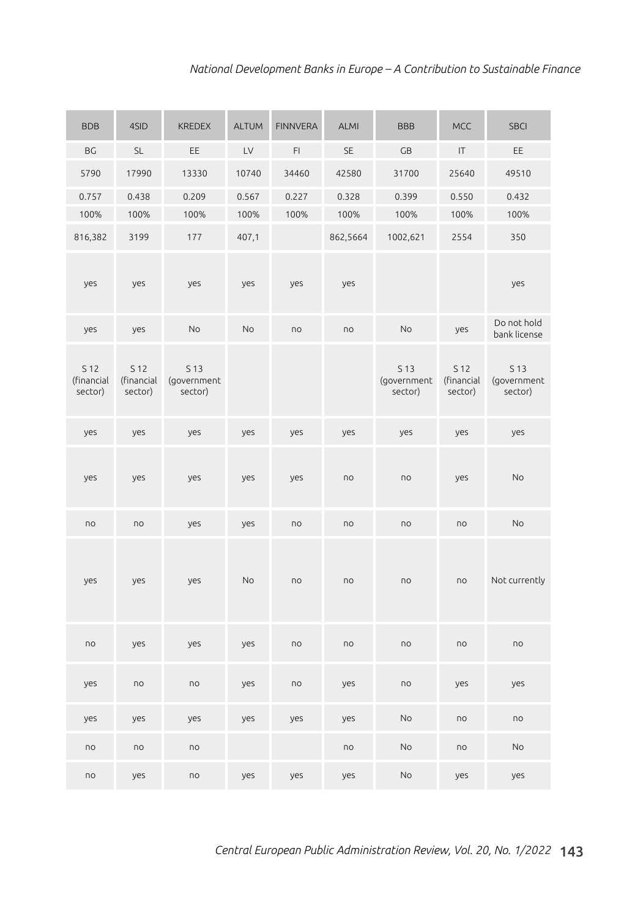| BDB | 4SID | KREDEX | ALTUM | FINNVERA | ALMI | BBB | MCC | SBCI |
|---|---|---|---|---|---|---|---|---|
| BG | SL | EE | LV | FI | SE | GB | IT | EE |
| 5790 | 17990 | 13330 | 10740 | 34460 | 42580 | 31700 | 25640 | 49510 |
| 0.757 | 0.438 | 0.209 | 0.567 | 0.227 | 0.328 | 0.399 | 0.550 | 0.432 |
| 100% | 100% | 100% | 100% | 100% | 100% | 100% | 100% | 100% |
| 816,382 | 3199 | 177 | 407,1 | | 862,5664 | 1002,621 | 2554 | 350 |
| yes | yes | yes | yes | yes | yes | | | yes |
| yes | yes | No | No | no | no | No | yes | Do not hold bank license |
| S 12 (financial sector) | S 12 (financial sector) | S 13 (government sector) | | | | S 13 (government sector) | S 12 (financial sector) | S 13 (government sector) |
| yes | yes | yes | yes | yes | yes | yes | yes | yes |
| yes | yes | yes | yes | yes | no | no | yes | No |
| no | no | yes | yes | no | no | no | no | No |
| yes | yes | yes | No | no | no | no | no | Not currently |
| no | yes | yes | yes | no | no | no | no | no |
| yes | no | no | yes | no | yes | no | yes | yes |
| yes | yes | yes | yes | yes | yes | No | no | no |
| no | no | no | | | no | No | no | No |
| no | yes | no | yes | yes | yes | No | yes | yes |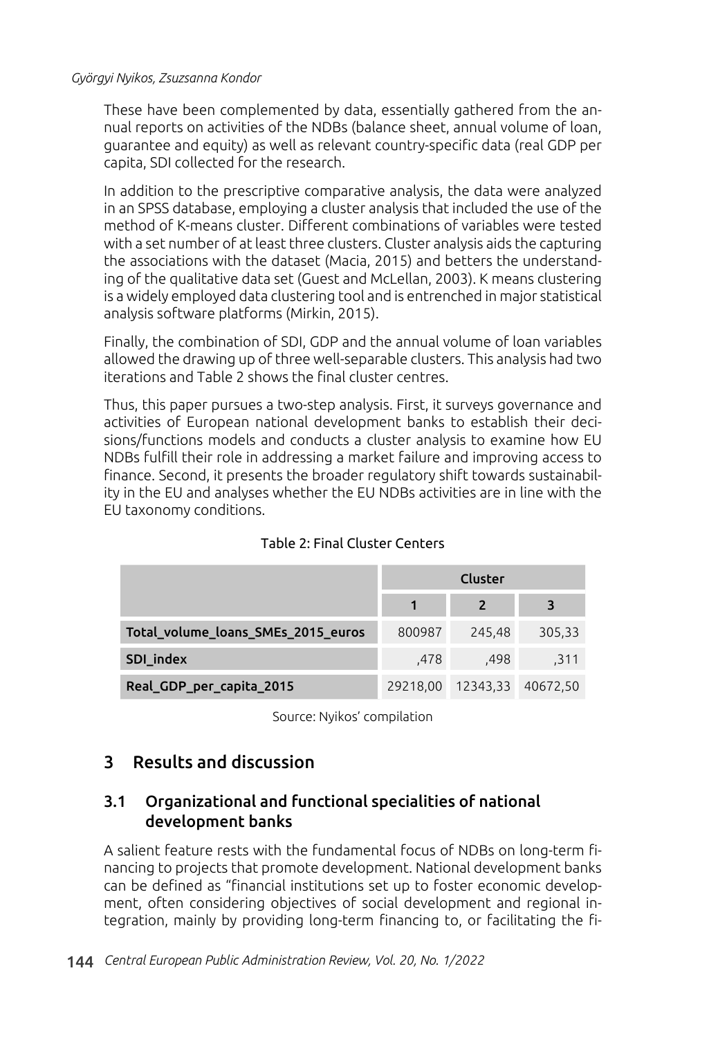These have been complemented by data, essentially gathered from the annual reports on activities of the NDBs (balance sheet, annual volume of loan, guarantee and equity) as well as relevant country-specific data (real GDP per capita, SDI collected for the research.

In addition to the prescriptive comparative analysis, the data were analyzed in an SPSS database, employing a cluster analysis that included the use of the method of K-means cluster. Different combinations of variables were tested with a set number of at least three clusters. Cluster analysis aids the capturing the associations with the dataset (Macia, 2015) and betters the understanding of the qualitative data set (Guest and McLellan, 2003). K means clustering is a widely employed data clustering tool and is entrenched in major statistical analysis software platforms (Mirkin, 2015).

Finally, the combination of SDI, GDP and the annual volume of loan variables allowed the drawing up of three well-separable clusters. This analysis had two iterations and Table 2 shows the final cluster centres.

Thus, this paper pursues a two-step analysis. First, it surveys governance and activities of European national development banks to establish their decisions/functions models and conducts a cluster analysis to examine how EU NDBs fulfill their role in addressing a market failure and improving access to finance. Second, it presents the broader regulatory shift towards sustainability in the EU and analyses whether the EU NDBs activities are in line with the EU taxonomy conditions.

Table 2: Final Cluster Centers

| | Cluster | | |
|---|---|---|---|
| | 1 | 2 | 3 |
| **Total_volume_loans_SMEs_2015_euros** | 800987 | 245,48 | 305,33 |
| **SDI_index** | ,478 | ,498 | ,311 |
| **Real_GDP_per_capita_2015** | 29218,00 | 12343,33 | 40672,50 |

Source: Nyikos' compilation

## 3 Results and discussion

### 3.1 Organizational and functional specialities of national development banks

A salient feature rests with the fundamental focus of NDBs on long-term financing to projects that promote development. National development banks can be defined as "financial institutions set up to foster economic development, often considering objectives of social development and regional integration, mainly by providing long-term financing to, or facilitating the fi-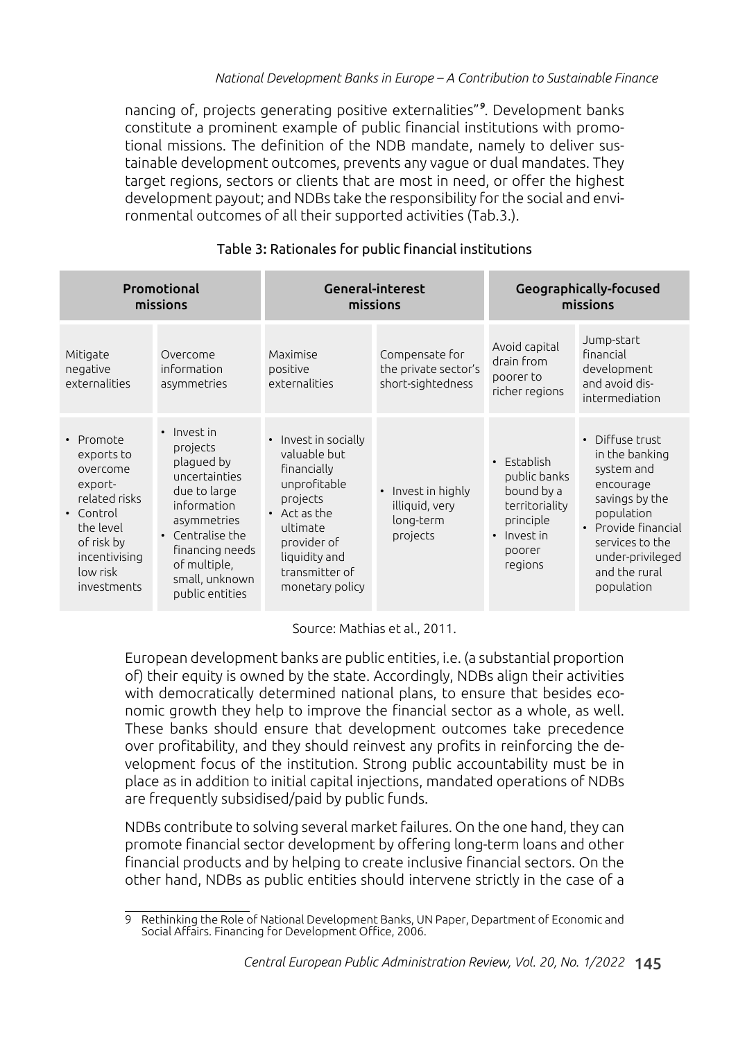nancing of, projects generating positive externalities"[9]. Development banks constitute a prominent example of public financial institutions with promotional missions. The definition of the NDB mandate, namely to deliver sustainable development outcomes, prevents any vague or dual mandates. They target regions, sectors or clients that are most in need, or offer the highest development payout; and NDBs take the responsibility for the social and environmental outcomes of all their supported activities (Tab.3.).

Table 3: Rationales for public financial institutions

| Promotional missions | | General-interest missions | | Geographically-focused missions | |
|---|---|---|---|---|---|
| Mitigate negative externalities | Overcome information asymmetries | Maximise positive externalities | Compensate for the private sector's short-sightedness | Avoid capital drain from poorer to richer regions | Jump-start financial development and avoid dis-intermediation |
| • Promote exports to overcome export-related risks<br>• Control the level of risk by incentivising low risk investments | • Invest in projects plagued by uncertainties due to large information asymmetries<br>• Centralise the financing needs of multiple, small, unknown public entities | • Invest in socially valuable but financially unprofitable projects<br>• Act as the ultimate provider of liquidity and transmitter of monetary policy | • Invest in highly illiquid, very long-term projects | • Establish public banks bound by a territoriality principle<br>• Invest in poorer regions | • Diffuse trust in the banking system and encourage savings by the population<br>• Provide financial services to the under-privileged and the rural population |

Source: Mathias et al., 2011.

European development banks are public entities, i.e. (a substantial proportion of) their equity is owned by the state. Accordingly, NDBs align their activities with democratically determined national plans, to ensure that besides economic growth they help to improve the financial sector as a whole, as well. These banks should ensure that development outcomes take precedence over profitability, and they should reinvest any profits in reinforcing the development focus of the institution. Strong public accountability must be in place as in addition to initial capital injections, mandated operations of NDBs are frequently subsidised/paid by public funds.

NDBs contribute to solving several market failures. On the one hand, they can promote financial sector development by offering long-term loans and other financial products and by helping to create inclusive financial sectors. On the other hand, NDBs as public entities should intervene strictly in the case of a

---

9 Rethinking the Role of National Development Banks, UN Paper, Department of Economic and Social Affairs. Financing for Development Office, 2006.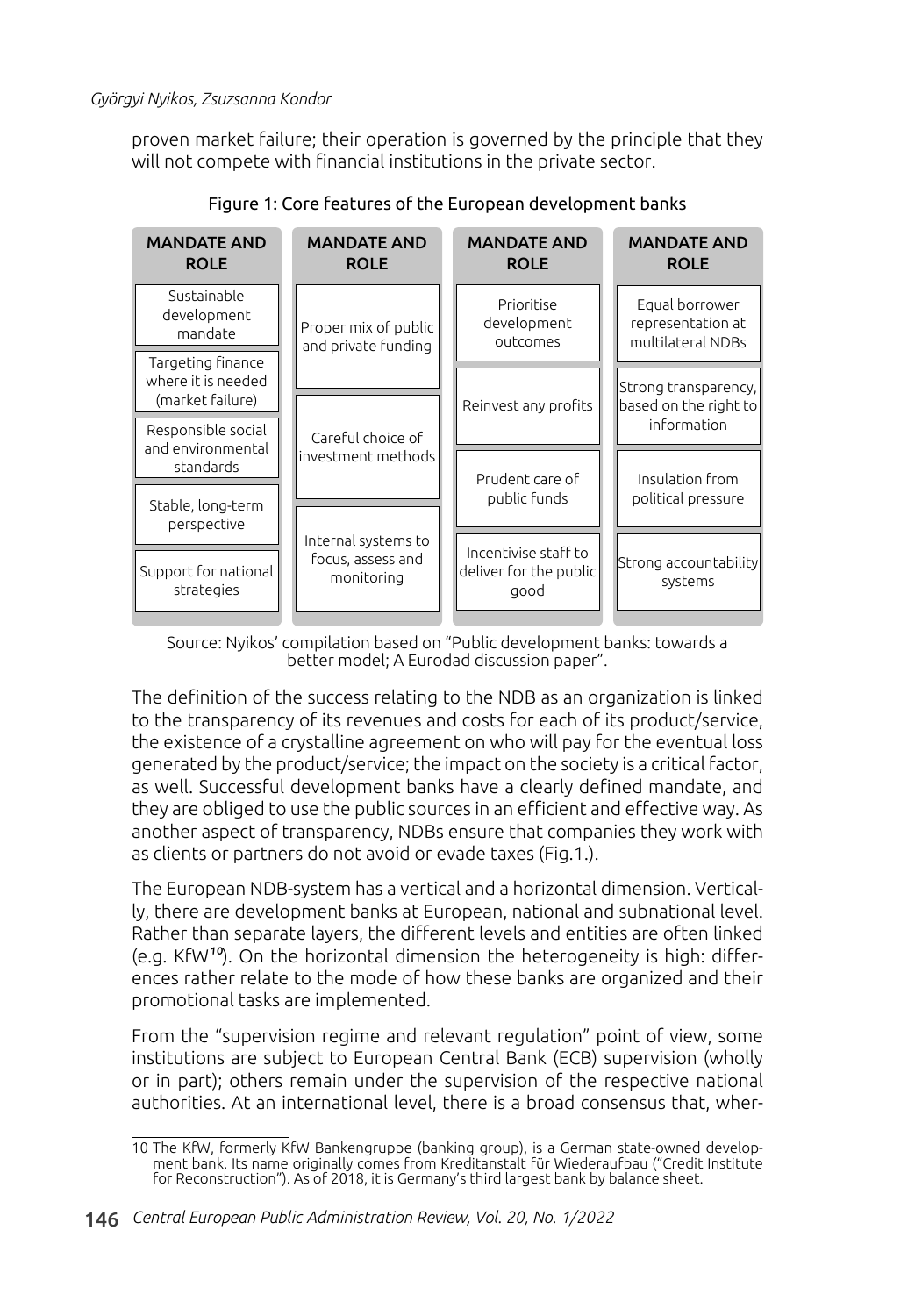proven market failure; their operation is governed by the principle that they will not compete with financial institutions in the private sector.

Figure 1: Core features of the European development banks

| MANDATE AND ROLE | MANDATE AND ROLE | MANDATE AND ROLE | MANDATE AND ROLE |
|---|---|---|---|
| Sustainable development mandate | Proper mix of public and private funding | Prioritise development outcomes | Equal borrower representation at multilateral NDBs |
| Targeting finance where it is needed (market failure) | Careful choice of investment methods | Reinvest any profits | Strong transparency, based on the right to information |
| Responsible social and environmental standards | Internal systems to focus, assess and monitoring | Prudent care of public funds | Insulation from political pressure |
| Stable, long-term perspective | | Incentivise staff to deliver for the public good | Strong accountability systems |
| Support for national strategies | | | |

Source: Nyikos' compilation based on "Public development banks: towards a better model; A Eurodad discussion paper".

The definition of the success relating to the NDB as an organization is linked to the transparency of its revenues and costs for each of its product/service, the existence of a crystalline agreement on who will pay for the eventual loss generated by the product/service; the impact on the society is a critical factor, as well. Successful development banks have a clearly defined mandate, and they are obliged to use the public sources in an efficient and effective way. As another aspect of transparency, NDBs ensure that companies they work with as clients or partners do not avoid or evade taxes (Fig.1.).

The European NDB-system has a vertical and a horizontal dimension. Vertically, there are development banks at European, national and subnational level. Rather than separate layers, the different levels and entities are often linked (e.g. KfW[10]). On the horizontal dimension the heterogeneity is high: differences rather relate to the mode of how these banks are organized and their promotional tasks are implemented.

From the "supervision regime and relevant regulation" point of view, some institutions are subject to European Central Bank (ECB) supervision (wholly or in part); others remain under the supervision of the respective national authorities. At an international level, there is a broad consensus that, wher-

10 The KfW, formerly KfW Bankengruppe (banking group), is a German state-owned development bank. Its name originally comes from Kreditanstalt für Wiederaufbau ("Credit Institute for Reconstruction"). As of 2018, it is Germany's third largest bank by balance sheet.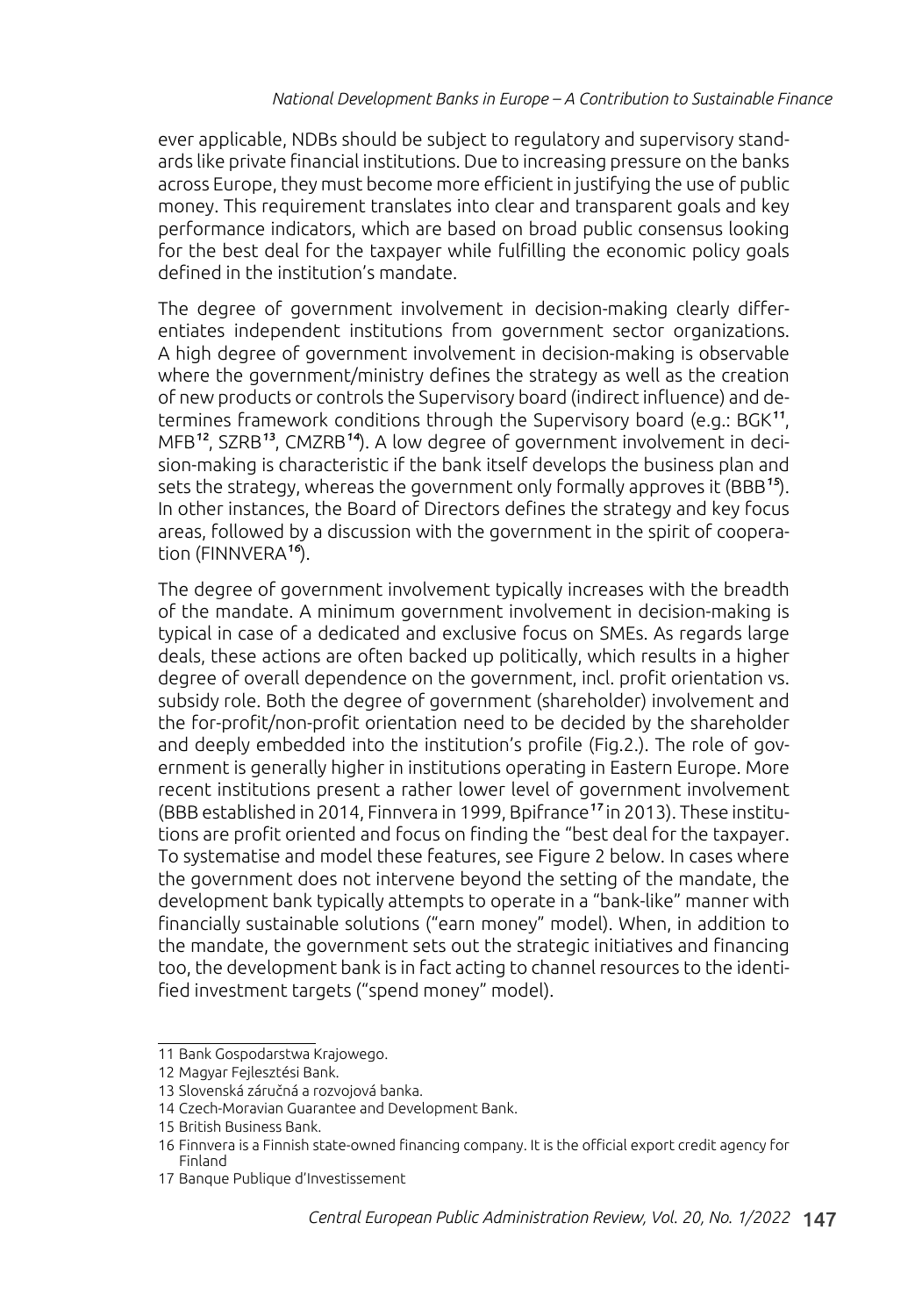ever applicable, NDBs should be subject to regulatory and supervisory standards like private financial institutions. Due to increasing pressure on the banks across Europe, they must become more efficient in justifying the use of public money. This requirement translates into clear and transparent goals and key performance indicators, which are based on broad public consensus looking for the best deal for the taxpayer while fulfilling the economic policy goals defined in the institution's mandate.

The degree of government involvement in decision-making clearly differentiates independent institutions from government sector organizations. A high degree of government involvement in decision-making is observable where the government/ministry defines the strategy as well as the creation of new products or controls the Supervisory board (indirect influence) and determines framework conditions through the Supervisory board (e.g.: BGK[11], MFB[12], SZRB[13], CMZRB[14]). A low degree of government involvement in decision-making is characteristic if the bank itself develops the business plan and sets the strategy, whereas the government only formally approves it (BBB[15]). In other instances, the Board of Directors defines the strategy and key focus areas, followed by a discussion with the government in the spirit of cooperation (FINNVERA[16]).

The degree of government involvement typically increases with the breadth of the mandate. A minimum government involvement in decision-making is typical in case of a dedicated and exclusive focus on SMEs. As regards large deals, these actions are often backed up politically, which results in a higher degree of overall dependence on the government, incl. profit orientation vs. subsidy role. Both the degree of government (shareholder) involvement and the for-profit/non-profit orientation need to be decided by the shareholder and deeply embedded into the institution's profile (Fig.2.). The role of government is generally higher in institutions operating in Eastern Europe. More recent institutions present a rather lower level of government involvement (BBB established in 2014, Finnvera in 1999, Bpifrance[17] in 2013). These institutions are profit oriented and focus on finding the "best deal for the taxpayer. To systematise and model these features, see Figure 2 below. In cases where the government does not intervene beyond the setting of the mandate, the development bank typically attempts to operate in a "bank-like" manner with financially sustainable solutions ("earn money" model). When, in addition to the mandate, the government sets out the strategic initiatives and financing too, the development bank is in fact acting to channel resources to the identified investment targets ("spend money" model).

---

11 Bank Gospodarstwa Krajowego.

12 Magyar Fejlesztési Bank.

13 Slovenská záručná a rozvojová banka.

14 Czech-Moravian Guarantee and Development Bank.

15 British Business Bank.

16 Finnvera is a Finnish state-owned financing company. It is the official export credit agency for Finland

17 Banque Publique d'Investissement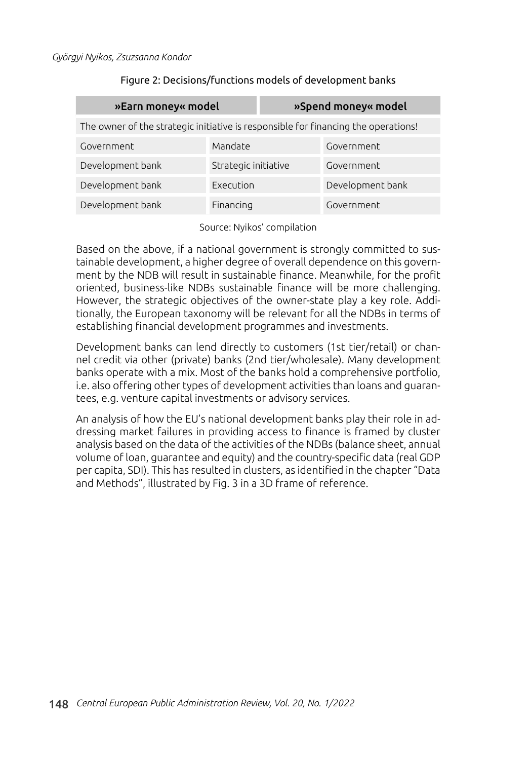Figure 2: Decisions/functions models of development banks

| »Earn money« model | | »Spend money« model |
|---|---|---|
| The owner of the strategic initiative is responsible for financing the operations! | | |
| Government | Mandate | Government |
| Development bank | Strategic initiative | Government |
| Development bank | Execution | Development bank |
| Development bank | Financing | Government |

Source: Nyikos' compilation

Based on the above, if a national government is strongly committed to sustainable development, a higher degree of overall dependence on this government by the NDB will result in sustainable finance. Meanwhile, for the profit oriented, business-like NDBs sustainable finance will be more challenging. However, the strategic objectives of the owner-state play a key role. Additionally, the European taxonomy will be relevant for all the NDBs in terms of establishing financial development programmes and investments.

Development banks can lend directly to customers (1st tier/retail) or channel credit via other (private) banks (2nd tier/wholesale). Many development banks operate with a mix. Most of the banks hold a comprehensive portfolio, i.e. also offering other types of development activities than loans and guarantees, e.g. venture capital investments or advisory services.

An analysis of how the EU's national development banks play their role in addressing market failures in providing access to finance is framed by cluster analysis based on the data of the activities of the NDBs (balance sheet, annual volume of loan, guarantee and equity) and the country-specific data (real GDP per capita, SDI). This has resulted in clusters, as identified in the chapter "Data and Methods", illustrated by Fig. 3 in a 3D frame of reference.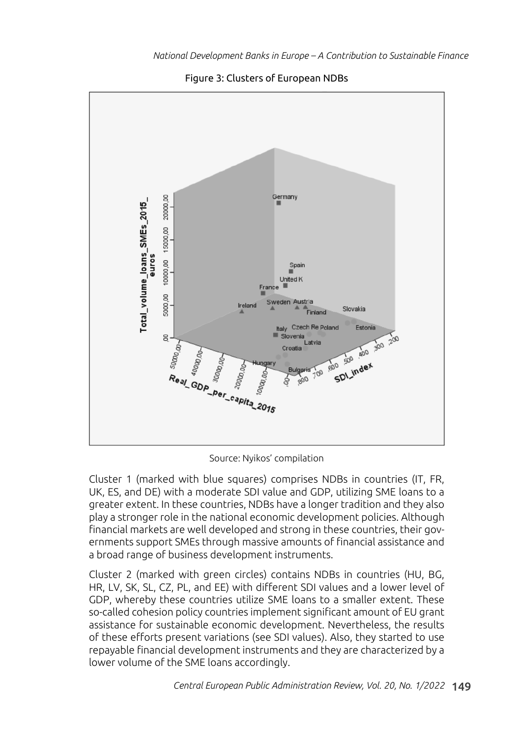Figure 3: Clusters of European NDBs

Source: Nyikos' compilation

Cluster 1 (marked with blue squares) comprises NDBs in countries (IT, FR, UK, ES, and DE) with a moderate SDI value and GDP, utilizing SME loans to a greater extent. In these countries, NDBs have a longer tradition and they also play a stronger role in the national economic development policies. Although financial markets are well developed and strong in these countries, their governments support SMEs through massive amounts of financial assistance and a broad range of business development instruments.

Cluster 2 (marked with green circles) contains NDBs in countries (HU, BG, HR, LV, SK, SL, CZ, PL, and EE) with different SDI values and a lower level of GDP, whereby these countries utilize SME loans to a smaller extent. These so-called cohesion policy countries implement significant amount of EU grant assistance for sustainable economic development. Nevertheless, the results of these efforts present variations (see SDI values). Also, they started to use repayable financial development instruments and they are characterized by a lower volume of the SME loans accordingly.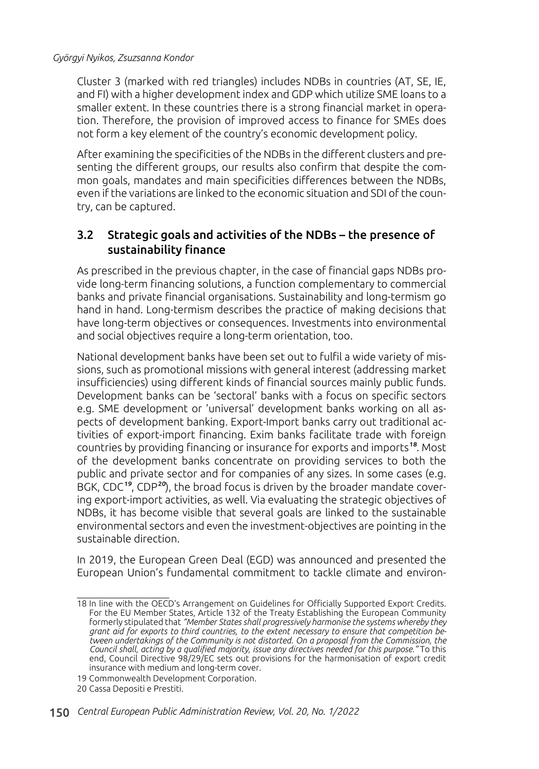Cluster 3 (marked with red triangles) includes NDBs in countries (AT, SE, IE, and FI) with a higher development index and GDP which utilize SME loans to a smaller extent. In these countries there is a strong financial market in operation. Therefore, the provision of improved access to finance for SMEs does not form a key element of the country's economic development policy.

After examining the specificities of the NDBs in the different clusters and presenting the different groups, our results also confirm that despite the common goals, mandates and main specificities differences between the NDBs, even if the variations are linked to the economic situation and SDI of the country, can be captured.

### 3.2 Strategic goals and activities of the NDBs – the presence of sustainability finance

As prescribed in the previous chapter, in the case of financial gaps NDBs provide long-term financing solutions, a function complementary to commercial banks and private financial organisations. Sustainability and long-termism go hand in hand. Long-termism describes the practice of making decisions that have long-term objectives or consequences. Investments into environmental and social objectives require a long-term orientation, too.

National development banks have been set out to fulfil a wide variety of missions, such as promotional missions with general interest (addressing market insufficiencies) using different kinds of financial sources mainly public funds. Development banks can be 'sectoral' banks with a focus on specific sectors e.g. SME development or 'universal' development banks working on all aspects of development banking. Export-Import banks carry out traditional activities of export-import financing. Exim banks facilitate trade with foreign countries by providing financing or insurance for exports and imports[18]. Most of the development banks concentrate on providing services to both the public and private sector and for companies of any sizes. In some cases (e.g. BGK, CDC[19], CDP[20]), the broad focus is driven by the broader mandate covering export-import activities, as well. Via evaluating the strategic objectives of NDBs, it has become visible that several goals are linked to the sustainable environmental sectors and even the investment-objectives are pointing in the sustainable direction.

In 2019, the European Green Deal (EGD) was announced and presented the European Union's fundamental commitment to tackle climate and environ-

---

18 In line with the OECD's Arrangement on Guidelines for Officially Supported Export Credits. For the EU Member States, Article 132 of the Treaty Establishing the European Community formerly stipulated that *"Member States shall progressively harmonise the systems whereby they grant aid for exports to third countries, to the extent necessary to ensure that competition between undertakings of the Community is not distorted. On a proposal from the Commission, the Council shall, acting by a qualified majority, issue any directives needed for this purpose."* To this end, Council Directive 98/29/EC sets out provisions for the harmonisation of export credit insurance with medium and long-term cover.

19 Commonwealth Development Corporation.

20 Cassa Depositi e Prestiti.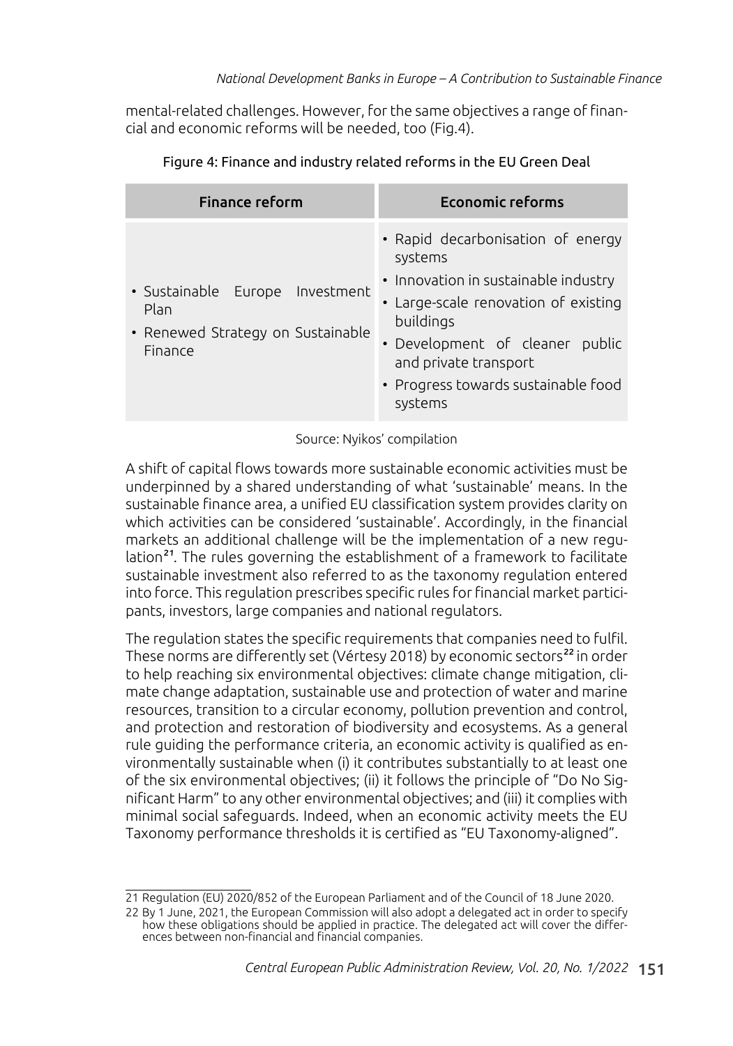mental-related challenges. However, for the same objectives a range of financial and economic reforms will be needed, too (Fig.4).

Figure 4: Finance and industry related reforms in the EU Green Deal

| Finance reform | Economic reforms |
|---|---|
| • Sustainable Europe Investment Plan<br>• Renewed Strategy on Sustainable Finance | • Rapid decarbonisation of energy systems<br>• Innovation in sustainable industry<br>• Large-scale renovation of existing buildings<br>• Development of cleaner public and private transport<br>• Progress towards sustainable food systems |

Source: Nyikos' compilation

A shift of capital flows towards more sustainable economic activities must be underpinned by a shared understanding of what 'sustainable' means. In the sustainable finance area, a unified EU classification system provides clarity on which activities can be considered 'sustainable'. Accordingly, in the financial markets an additional challenge will be the implementation of a new regulation[21]. The rules governing the establishment of a framework to facilitate sustainable investment also referred to as the taxonomy regulation entered into force. This regulation prescribes specific rules for financial market participants, investors, large companies and national regulators.

The regulation states the specific requirements that companies need to fulfil. These norms are differently set (Vértesy 2018) by economic sectors[22] in order to help reaching six environmental objectives: climate change mitigation, climate change adaptation, sustainable use and protection of water and marine resources, transition to a circular economy, pollution prevention and control, and protection and restoration of biodiversity and ecosystems. As a general rule guiding the performance criteria, an economic activity is qualified as environmentally sustainable when (i) it contributes substantially to at least one of the six environmental objectives; (ii) it follows the principle of "Do No Significant Harm" to any other environmental objectives; and (iii) it complies with minimal social safeguards. Indeed, when an economic activity meets the EU Taxonomy performance thresholds it is certified as "EU Taxonomy-aligned".

---

21 Regulation (EU) 2020/852 of the European Parliament and of the Council of 18 June 2020.

22 By 1 June, 2021, the European Commission will also adopt a delegated act in order to specify how these obligations should be applied in practice. The delegated act will cover the differences between non-financial and financial companies.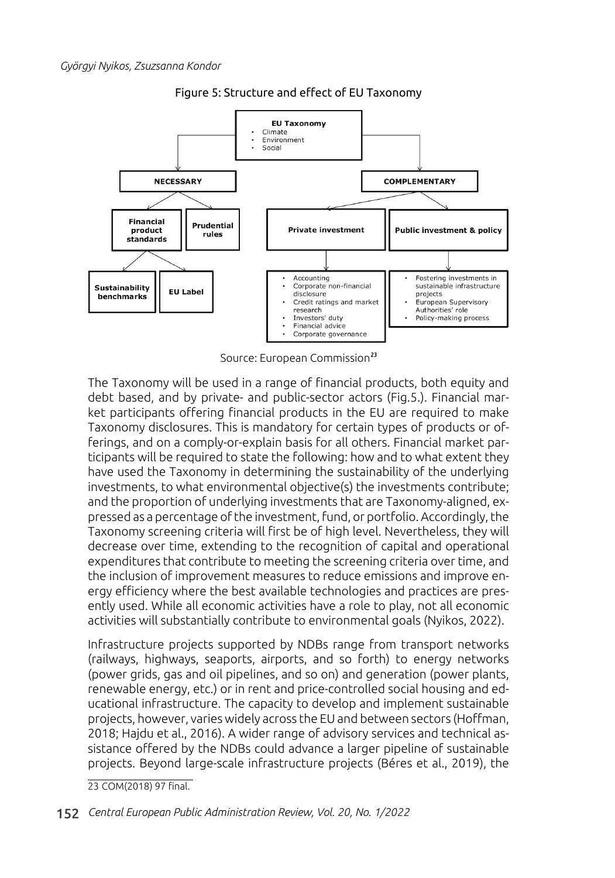Figure 5: Structure and effect of EU Taxonomy

**EU Taxonomy**
- Climate
- Environment
- Social

**NECESSARY**
- **Financial product standards**
  - **Sustainability benchmarks**
  - **EU Label**
- **Prudential rules**

**COMPLEMENTARY**
- **Private investment**
  - Accounting
  - Corporate non-financial disclosure
  - Credit ratings and market research
  - Investors' duty
  - Financial advice
  - Corporate governance
- **Public investment & policy**
  - Fostering investments in sustainable infrastructure projects
  - European Supervisory Authorities' role
  - Policy-making process

Source: European Commission[23]

The Taxonomy will be used in a range of financial products, both equity and debt based, and by private- and public-sector actors (Fig.5.). Financial market participants offering financial products in the EU are required to make Taxonomy disclosures. This is mandatory for certain types of products or offerings, and on a comply-or-explain basis for all others. Financial market participants will be required to state the following: how and to what extent they have used the Taxonomy in determining the sustainability of the underlying investments, to what environmental objective(s) the investments contribute; and the proportion of underlying investments that are Taxonomy-aligned, expressed as a percentage of the investment, fund, or portfolio. Accordingly, the Taxonomy screening criteria will first be of high level. Nevertheless, they will decrease over time, extending to the recognition of capital and operational expenditures that contribute to meeting the screening criteria over time, and the inclusion of improvement measures to reduce emissions and improve energy efficiency where the best available technologies and practices are presently used. While all economic activities have a role to play, not all economic activities will substantially contribute to environmental goals (Nyikos, 2022).

Infrastructure projects supported by NDBs range from transport networks (railways, highways, seaports, airports, and so forth) to energy networks (power grids, gas and oil pipelines, and so on) and generation (power plants, renewable energy, etc.) or in rent and price-controlled social housing and educational infrastructure. The capacity to develop and implement sustainable projects, however, varies widely across the EU and between sectors (Hoffman, 2018; Hajdu et al., 2016). A wider range of advisory services and technical assistance offered by the NDBs could advance a larger pipeline of sustainable projects. Beyond large-scale infrastructure projects (Béres et al., 2019), the

23 COM(2018) 97 final.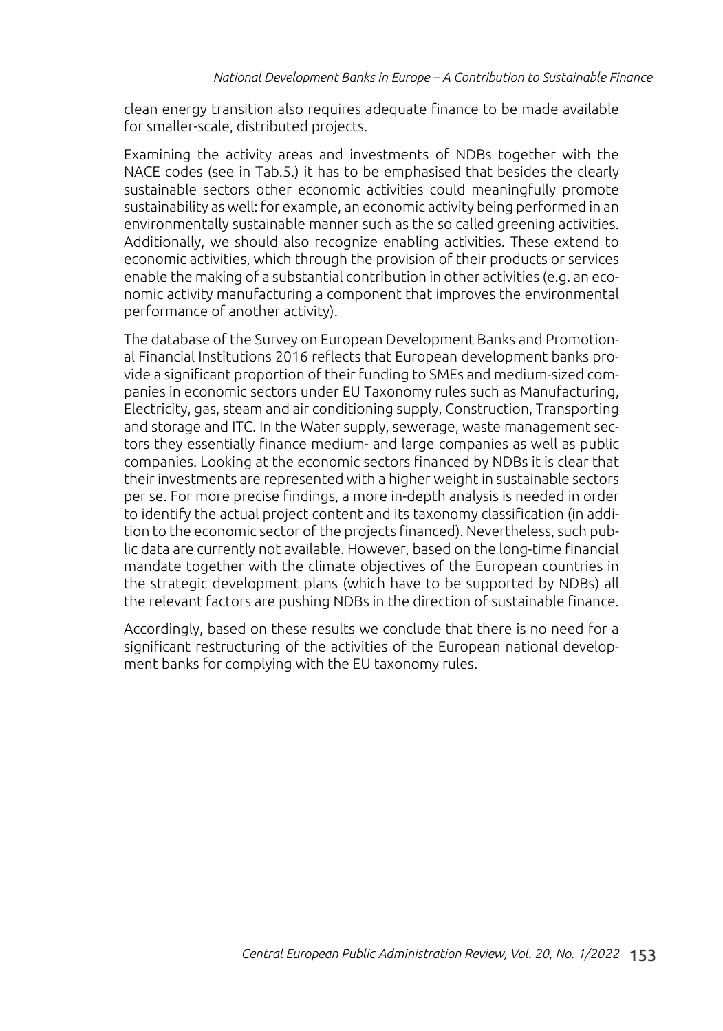clean energy transition also requires adequate finance to be made available for smaller-scale, distributed projects.

Examining the activity areas and investments of NDBs together with the NACE codes (see in Tab.5.) it has to be emphasised that besides the clearly sustainable sectors other economic activities could meaningfully promote sustainability as well: for example, an economic activity being performed in an environmentally sustainable manner such as the so called greening activities. Additionally, we should also recognize enabling activities. These extend to economic activities, which through the provision of their products or services enable the making of a substantial contribution in other activities (e.g. an economic activity manufacturing a component that improves the environmental performance of another activity).

The database of the Survey on European Development Banks and Promotional Financial Institutions 2016 reflects that European development banks provide a significant proportion of their funding to SMEs and medium-sized companies in economic sectors under EU Taxonomy rules such as Manufacturing, Electricity, gas, steam and air conditioning supply, Construction, Transporting and storage and ITC. In the Water supply, sewerage, waste management sectors they essentially finance medium- and large companies as well as public companies. Looking at the economic sectors financed by NDBs it is clear that their investments are represented with a higher weight in sustainable sectors per se. For more precise findings, a more in-depth analysis is needed in order to identify the actual project content and its taxonomy classification (in addition to the economic sector of the projects financed). Nevertheless, such public data are currently not available. However, based on the long-time financial mandate together with the climate objectives of the European countries in the strategic development plans (which have to be supported by NDBs) all the relevant factors are pushing NDBs in the direction of sustainable finance.

Accordingly, based on these results we conclude that there is no need for a significant restructuring of the activities of the European national development banks for complying with the EU taxonomy rules.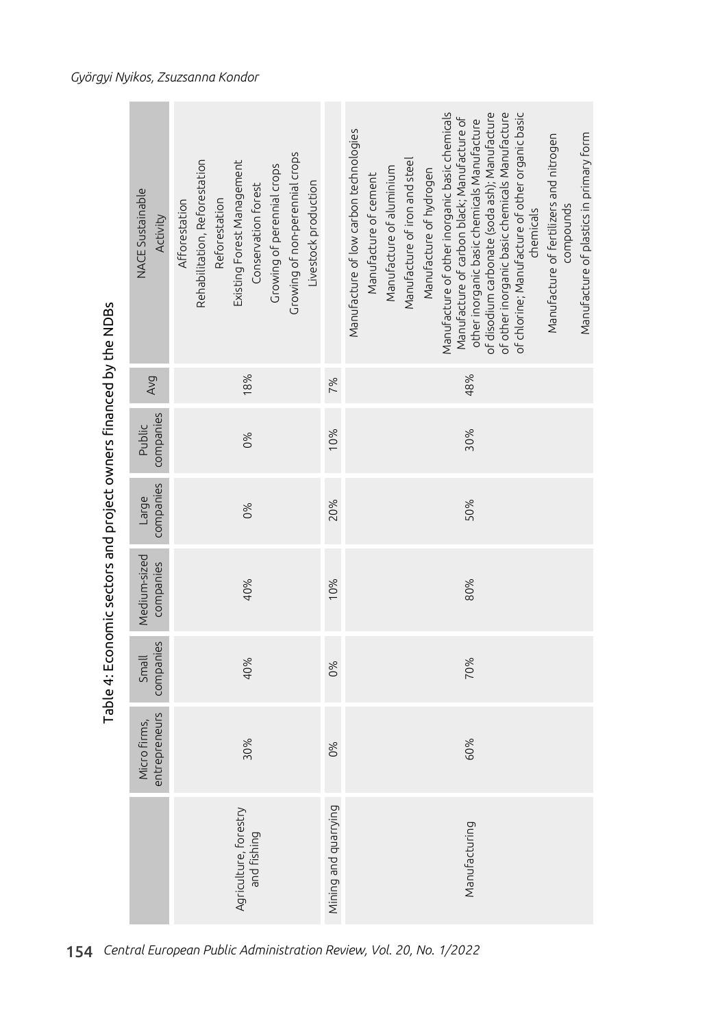Table 4: Economic sectors and project owners financed by the NDBs

| | Micro firms, entrepreneurs | Small companies | Medium-sized companies | Large companies | Public companies | Avg | NACE Sustainable Activity |
|---|---|---|---|---|---|---|---|
| Agriculture, forestry and fishing | 30% | 40% | 40% | 0% | 0% | 18% | Afforestation<br>Rehabilitation, Reforestation<br>Reforestation<br>Existing Forest Management<br>Conservation forest<br>Growing of perennial crops<br>Growing of non-perennial crops<br>Livestock production |
| Mining and quarrying | 0% | 0% | 10% | 20% | 10% | 7% | |
| Manufacturing | 60% | 70% | 80% | 50% | 30% | 48% | Manufacture of low carbon technologies<br>Manufacture of cement<br>Manufacture of aluminium<br>Manufacture of iron and steel<br>Manufacture of hydrogen<br>Manufacture of other inorganic basic chemicals Manufacture of carbon black; Manufacture of other inorganic basic chemicals Manufacture of disodium carbonate (soda ash); Manufacture of other inorganic basic chemicals Manufacture of chlorine; Manufacture of other organic basic chemicals<br>Manufacture of fertilizers and nitrogen compounds<br>Manufacture of plastics in primary form |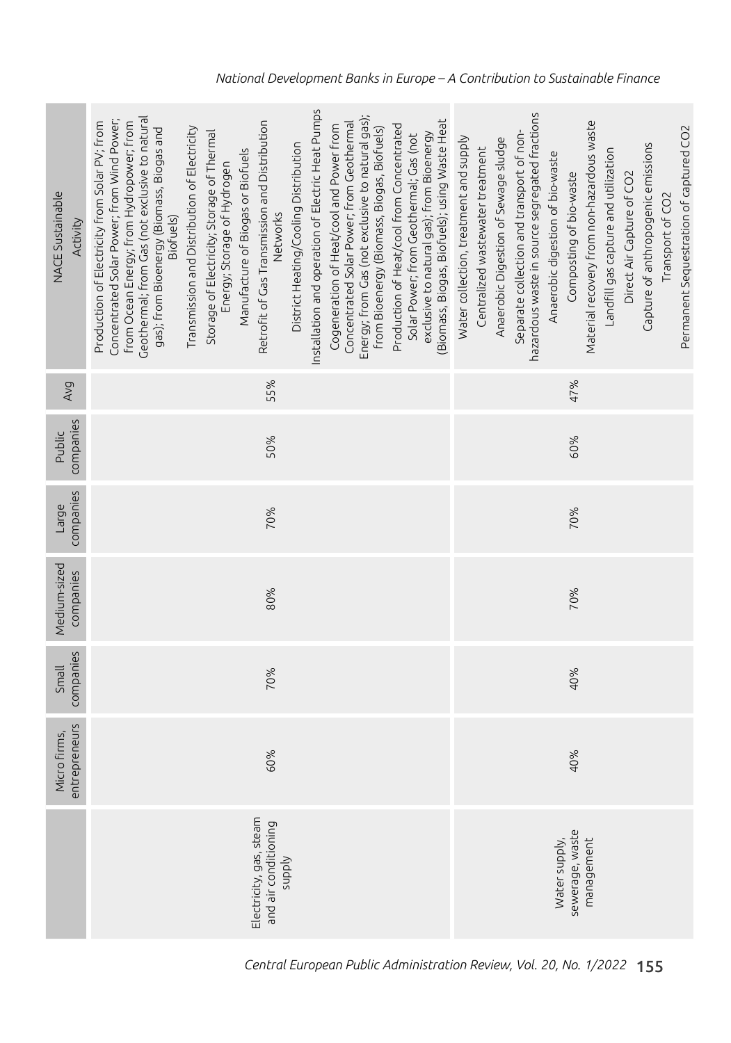| | Micro firms, entrepreneurs | Small companies | Medium-sized companies | Large companies | Public companies | Avg | NACE Sustainable Activity |
|---|---|---|---|---|---|---|---|
| Electricity, gas, steam and air conditioning supply | 60% | 70% | 80% | 70% | 50% | 55% | Production of Electricity from Solar PV; from Concentrated Solar Power; from Wind Power; from Ocean Energy; from Hydropower; from Geothermal; from Gas (not exclusive to natural gas); from Bioenergy (Biomass, Biogas and Biofuels)<br>Transmission and Distribution of Electricity<br>Storage of Electricity; Storage of Thermal Energy; Storage of Hydrogen<br>Manufacture of Biogas or Biofuels<br>Retrofit of Gas Transmission and Distribution Networks<br>District Heating/Cooling Distribution<br>Installation and operation of Electric Heat Pumps<br>Cogeneration of Heat/cool and Power from Concentrated Solar Power; from Geothermal Energy; from Gas (not exclusive to natural gas); from Bioenergy (Biomass, Biogas, Biofuels)<br>Production of Heat/cool from Concentrated Solar Power; from Geothermal; Gas (not exclusive to natural gas); from Bioenergy (Biomass, Biogas, Biofuels); using Waste Heat |
| Water supply, sewerage, waste management | 40% | 40% | 70% | 70% | 60% | 47% | Water collection, treatment and supply<br>Centralized wastewater treatment<br>Anaerobic Digestion of Sewage sludge<br>Separate collection and transport of non-hazardous waste in source segregated fractions<br>Anaerobic digestion of bio-waste<br>Composting of bio-waste<br>Material recovery from non-hazardous waste<br>Landfill gas capture and utilization<br>Direct Air Capture of $CO_2$<br>Capture of anthropogenic emissions<br>Transport of $CO_2$<br>Permanent Sequestration of captured $CO_2$ |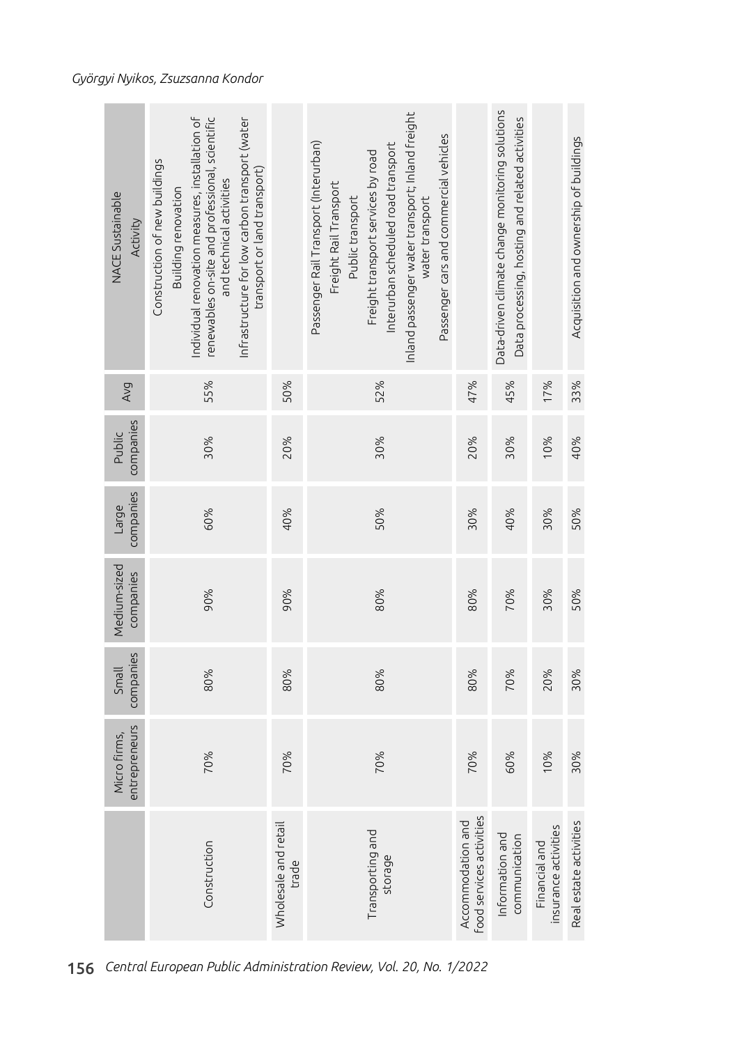|  | Micro firms, entrepreneurs | Small companies | Medium-sized companies | Large companies | Public companies | Avg | NACE Sustainable Activity |
|---|---|---|---|---|---|---|---|
| Construction | 70% | 80% | 90% | 60% | 30% | 55% | Construction of new buildings<br>Building renovation<br>Individual renovation measures, installation of renewables on-site and professional, scientific and technical activities<br>Infrastructure for low carbon transport (water transport or land transport) |
| Wholesale and retail trade | 70% | 80% | 90% | 40% | 20% | 50% |  |
| Transporting and storage | 70% | 80% | 80% | 50% | 30% | 52% | Passenger Rail Transport (Interurban)<br>Freight Rail Transport<br>Public transport<br>Freight transport services by road<br>Interurban scheduled road transport<br>Inland passenger water transport; Inland freight water transport<br>Passenger cars and commercial vehicles |
| Accommodation and food services activities | 70% | 80% | 80% | 30% | 20% | 47% |  |
| Information and communication | 60% | 70% | 70% | 40% | 30% | 45% | Data-driven climate change monitoring solutions<br>Data processing, hosting and related activities |
| Financial and insurance activities | 10% | 20% | 30% | 30% | 10% | 17% |  |
| Real estate activities | 30% | 30% | 50% | 50% | 40% | 33% | Acquisition and ownership of buildings |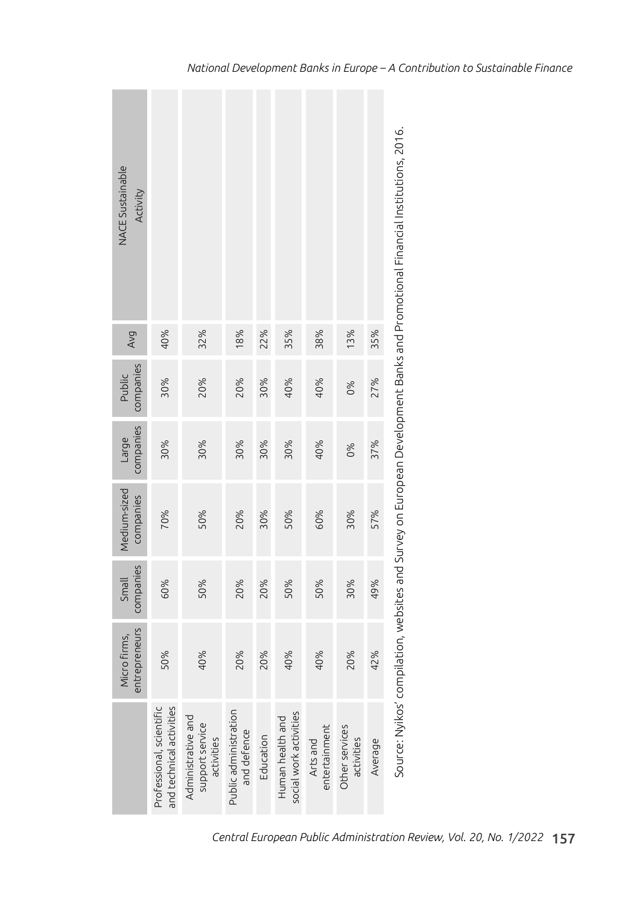| | Micro firms, entrepreneurs | Small companies | Medium-sized companies | Large companies | Public companies | Avg | NACE Sustainable Activity |
|---|---|---|---|---|---|---|---|
| Professional, scientific and technical activities | 50% | 60% | 70% | 30% | 30% | 40% | |
| Administrative and support service activities | 40% | 50% | 50% | 30% | 20% | 32% | |
| Public administration and defence | 20% | 20% | 20% | 30% | 20% | 18% | |
| Education | 20% | 20% | 30% | 30% | 30% | 22% | |
| Human health and social work activities | 40% | 50% | 50% | 30% | 40% | 35% | |
| Arts and entertainment | 40% | 50% | 60% | 40% | 40% | 38% | |
| Other services activities | 20% | 30% | 30% | 0% | 0% | 13% | |
| Average | 42% | 49% | 57% | 37% | 27% | 35% | |

Source: Nyikos' compilation, websites and Survey on European Development Banks and Promotional Financial Institutions, 2016.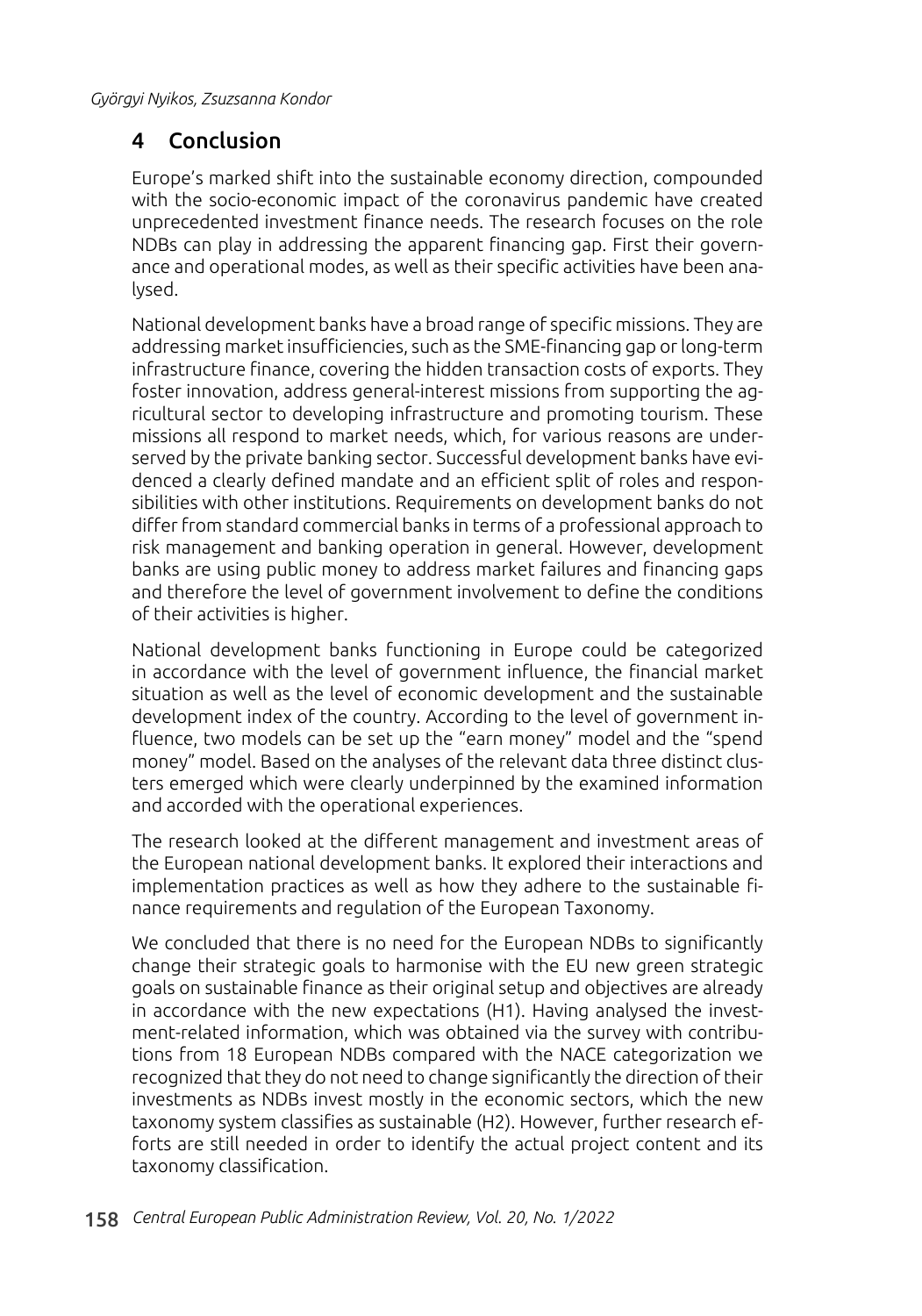## 4 Conclusion

Europe's marked shift into the sustainable economy direction, compounded with the socio-economic impact of the coronavirus pandemic have created unprecedented investment finance needs. The research focuses on the role NDBs can play in addressing the apparent financing gap. First their governance and operational modes, as well as their specific activities have been analysed.

National development banks have a broad range of specific missions. They are addressing market insufficiencies, such as the SME-financing gap or long-term infrastructure finance, covering the hidden transaction costs of exports. They foster innovation, address general-interest missions from supporting the agricultural sector to developing infrastructure and promoting tourism. These missions all respond to market needs, which, for various reasons are underserved by the private banking sector. Successful development banks have evidenced a clearly defined mandate and an efficient split of roles and responsibilities with other institutions. Requirements on development banks do not differ from standard commercial banks in terms of a professional approach to risk management and banking operation in general. However, development banks are using public money to address market failures and financing gaps and therefore the level of government involvement to define the conditions of their activities is higher.

National development banks functioning in Europe could be categorized in accordance with the level of government influence, the financial market situation as well as the level of economic development and the sustainable development index of the country. According to the level of government influence, two models can be set up the "earn money" model and the "spend money" model. Based on the analyses of the relevant data three distinct clusters emerged which were clearly underpinned by the examined information and accorded with the operational experiences.

The research looked at the different management and investment areas of the European national development banks. It explored their interactions and implementation practices as well as how they adhere to the sustainable finance requirements and regulation of the European Taxonomy.

We concluded that there is no need for the European NDBs to significantly change their strategic goals to harmonise with the EU new green strategic goals on sustainable finance as their original setup and objectives are already in accordance with the new expectations (H1). Having analysed the investment-related information, which was obtained via the survey with contributions from 18 European NDBs compared with the NACE categorization we recognized that they do not need to change significantly the direction of their investments as NDBs invest mostly in the economic sectors, which the new taxonomy system classifies as sustainable (H2). However, further research efforts are still needed in order to identify the actual project content and its taxonomy classification.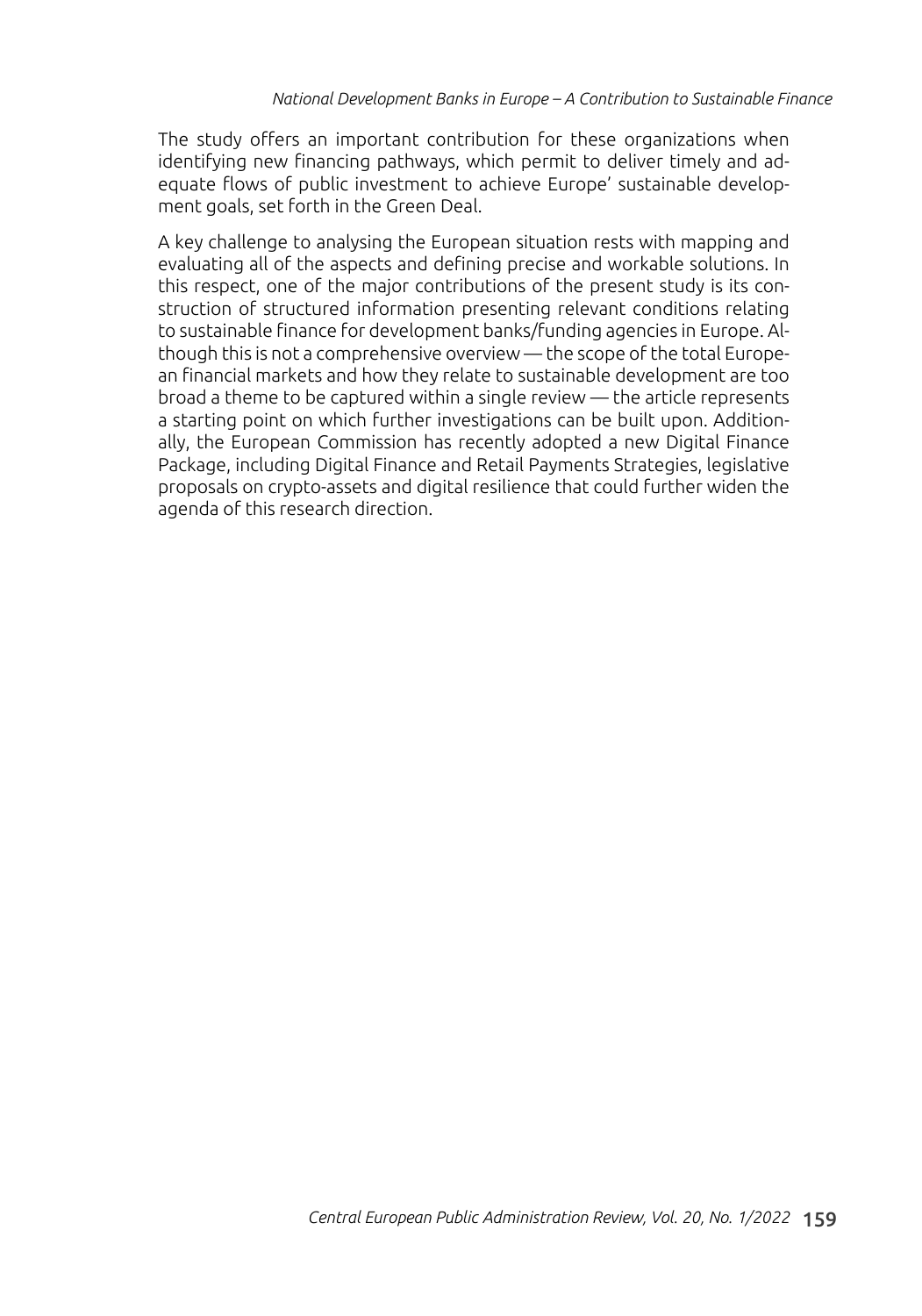The study offers an important contribution for these organizations when identifying new financing pathways, which permit to deliver timely and adequate flows of public investment to achieve Europe' sustainable development goals, set forth in the Green Deal.

A key challenge to analysing the European situation rests with mapping and evaluating all of the aspects and defining precise and workable solutions. In this respect, one of the major contributions of the present study is its construction of structured information presenting relevant conditions relating to sustainable finance for development banks/funding agencies in Europe. Although this is not a comprehensive overview — the scope of the total European financial markets and how they relate to sustainable development are too broad a theme to be captured within a single review — the article represents a starting point on which further investigations can be built upon. Additionally, the European Commission has recently adopted a new Digital Finance Package, including Digital Finance and Retail Payments Strategies, legislative proposals on crypto-assets and digital resilience that could further widen the agenda of this research direction.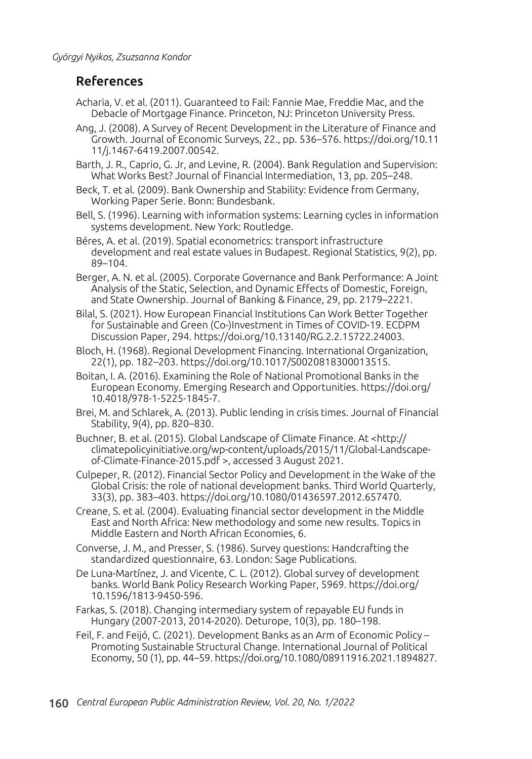## References

Acharia, V. et al. (2011). Guaranteed to Fail: Fannie Mae, Freddie Mac, and the Debacle of Mortgage Finance. Princeton, NJ: Princeton University Press.

Ang, J. (2008). A Survey of Recent Development in the Literature of Finance and Growth. Journal of Economic Surveys, 22., pp. 536–576. https://doi.org/10.1111/j.1467-6419.2007.00542.

Barth, J. R., Caprio, G. Jr, and Levine, R. (2004). Bank Regulation and Supervision: What Works Best? Journal of Financial Intermediation, 13, pp. 205–248.

Beck, T. et al. (2009). Bank Ownership and Stability: Evidence from Germany, Working Paper Serie. Bonn: Bundesbank.

Bell, S. (1996). Learning with information systems: Learning cycles in information systems development. New York: Routledge.

Béres, A. et al. (2019). Spatial econometrics: transport infrastructure development and real estate values in Budapest. Regional Statistics, 9(2), pp. 89–104.

Berger, A. N. et al. (2005). Corporate Governance and Bank Performance: A Joint Analysis of the Static, Selection, and Dynamic Effects of Domestic, Foreign, and State Ownership. Journal of Banking & Finance, 29, pp. 2179–2221.

Bilal, S. (2021). How European Financial Institutions Can Work Better Together for Sustainable and Green (Co-)Investment in Times of COVID-19. ECDPM Discussion Paper, 294. https://doi.org/10.13140/RG.2.2.15722.24003.

Bloch, H. (1968). Regional Development Financing. International Organization, 22(1), pp. 182–203. https://doi.org/10.1017/S0020818300013515.

Boitan, I. A. (2016). Examining the Role of National Promotional Banks in the European Economy. Emerging Research and Opportunities. https://doi.org/10.4018/978-1-5225-1845-7.

Brei, M. and Schlarek, A. (2013). Public lending in crisis times. Journal of Financial Stability, 9(4), pp. 820–830.

Buchner, B. et al. (2015). Global Landscape of Climate Finance. At <http://climatepolicyinitiative.org/wp-content/uploads/2015/11/Global-Landscape-of-Climate-Finance-2015.pdf >, accessed 3 August 2021.

Culpeper, R. (2012). Financial Sector Policy and Development in the Wake of the Global Crisis: the role of national development banks. Third World Quarterly, 33(3), pp. 383–403. https://doi.org/10.1080/01436597.2012.657470.

Creane, S. et al. (2004). Evaluating financial sector development in the Middle East and North Africa: New methodology and some new results. Topics in Middle Eastern and North African Economies, 6.

Converse, J. M., and Presser, S. (1986). Survey questions: Handcrafting the standardized questionnaire, 63. London: Sage Publications.

De Luna-Martínez, J. and Vicente, C. L. (2012). Global survey of development banks. World Bank Policy Research Working Paper, 5969. https://doi.org/10.1596/1813-9450-596.

Farkas, S. (2018). Changing intermediary system of repayable EU funds in Hungary (2007-2013, 2014-2020). Deturope, 10(3), pp. 180–198.

Feil, F. and Feijó, C. (2021). Development Banks as an Arm of Economic Policy – Promoting Sustainable Structural Change. International Journal of Political Economy, 50 (1), pp. 44–59. https://doi.org/10.1080/08911916.2021.1894827.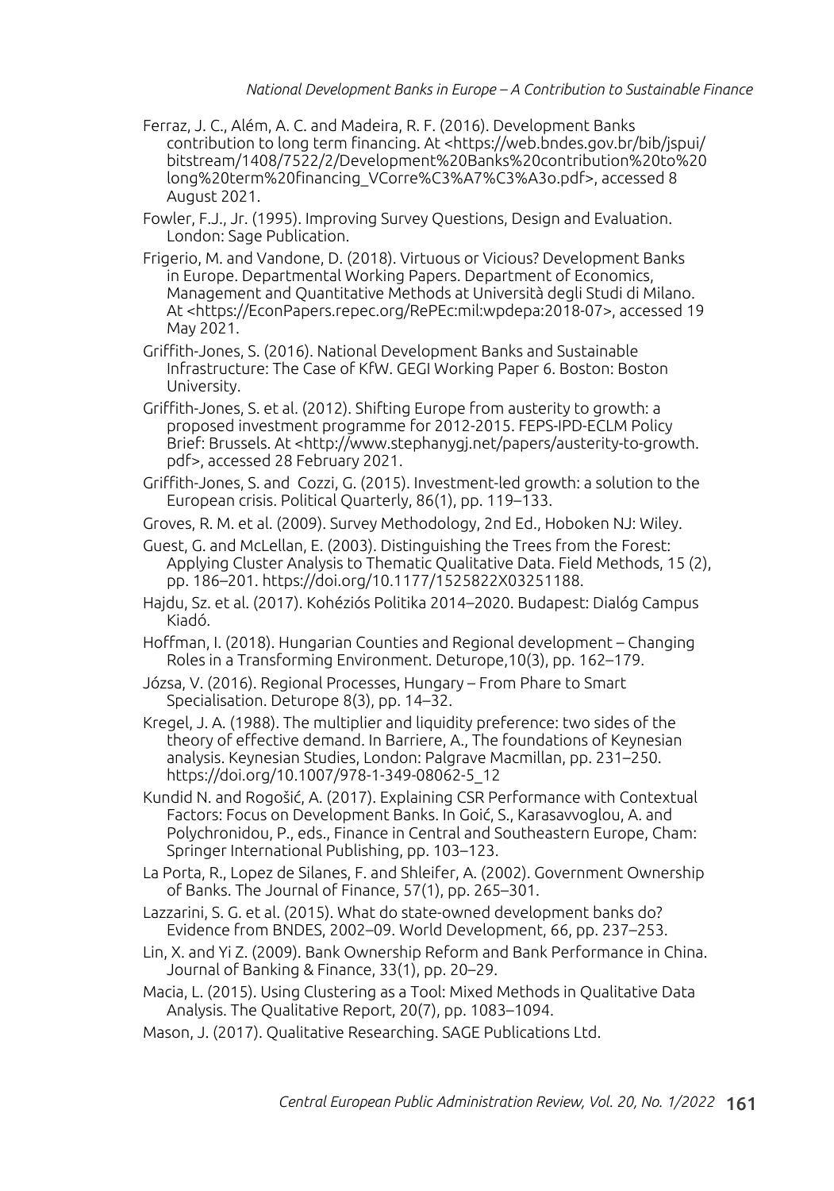Ferraz, J. C., Além, A. C. and Madeira, R. F. (2016). Development Banks contribution to long term financing. At <https://web.bndes.gov.br/bib/jspui/bitstream/1408/7522/2/Development%20Banks%20contribution%20to%20long%20term%20financing_VCorre%C3%A7%C3%A3o.pdf>, accessed 8 August 2021.

Fowler, F.J., Jr. (1995). Improving Survey Questions, Design and Evaluation. London: Sage Publication.

Frigerio, M. and Vandone, D. (2018). Virtuous or Vicious? Development Banks in Europe. Departmental Working Papers. Department of Economics, Management and Quantitative Methods at Università degli Studi di Milano. At <https://EconPapers.repec.org/RePEc:mil:wpdepa:2018-07>, accessed 19 May 2021.

Griffith-Jones, S. (2016). National Development Banks and Sustainable Infrastructure: The Case of KfW. GEGI Working Paper 6. Boston: Boston University.

Griffith-Jones, S. et al. (2012). Shifting Europe from austerity to growth: a proposed investment programme for 2012-2015. FEPS-IPD-ECLM Policy Brief: Brussels. At <http://www.stephanygj.net/papers/austerity-to-growth.pdf>, accessed 28 February 2021.

Griffith-Jones, S. and Cozzi, G. (2015). Investment-led growth: a solution to the European crisis. Political Quarterly, 86(1), pp. 119–133.

Groves, R. M. et al. (2009). Survey Methodology, 2nd Ed., Hoboken NJ: Wiley.

Guest, G. and McLellan, E. (2003). Distinguishing the Trees from the Forest: Applying Cluster Analysis to Thematic Qualitative Data. Field Methods, 15 (2), pp. 186–201. https://doi.org/10.1177/1525822X03251188.

Hajdu, Sz. et al. (2017). Kohéziós Politika 2014–2020. Budapest: Dialóg Campus Kiadó.

Hoffman, I. (2018). Hungarian Counties and Regional development – Changing Roles in a Transforming Environment. Deturope,10(3), pp. 162–179.

Józsa, V. (2016). Regional Processes, Hungary – From Phare to Smart Specialisation. Deturope 8(3), pp. 14–32.

Kregel, J. A. (1988). The multiplier and liquidity preference: two sides of the theory of effective demand. In Barriere, A., The foundations of Keynesian analysis. Keynesian Studies, London: Palgrave Macmillan, pp. 231–250. https://doi.org/10.1007/978-1-349-08062-5_12

Kundid N. and Rogošić, A. (2017). Explaining CSR Performance with Contextual Factors: Focus on Development Banks. In Goić, S., Karasavvoglou, A. and Polychronidou, P., eds., Finance in Central and Southeastern Europe, Cham: Springer International Publishing, pp. 103–123.

La Porta, R., Lopez de Silanes, F. and Shleifer, A. (2002). Government Ownership of Banks. The Journal of Finance, 57(1), pp. 265–301.

Lazzarini, S. G. et al. (2015). What do state-owned development banks do? Evidence from BNDES, 2002–09. World Development, 66, pp. 237–253.

Lin, X. and Yi Z. (2009). Bank Ownership Reform and Bank Performance in China. Journal of Banking & Finance, 33(1), pp. 20–29.

Macia, L. (2015). Using Clustering as a Tool: Mixed Methods in Qualitative Data Analysis. The Qualitative Report, 20(7), pp. 1083–1094.

Mason, J. (2017). Qualitative Researching. SAGE Publications Ltd.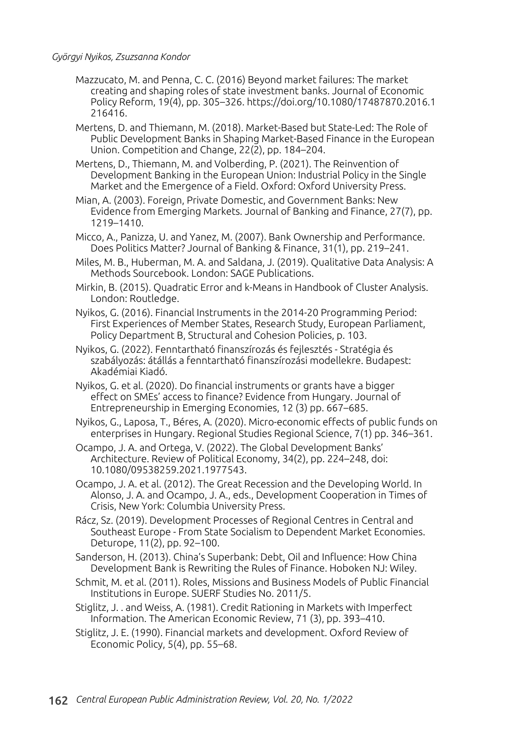Mazzucato, M. and Penna, C. C. (2016) Beyond market failures: The market creating and shaping roles of state investment banks. Journal of Economic Policy Reform, 19(4), pp. 305–326. https://doi.org/10.1080/17487870.2016.1216416.

Mertens, D. and Thiemann, M. (2018). Market-Based but State-Led: The Role of Public Development Banks in Shaping Market-Based Finance in the European Union. Competition and Change, 22(2), pp. 184–204.

Mertens, D., Thiemann, M. and Volberding, P. (2021). The Reinvention of Development Banking in the European Union: Industrial Policy in the Single Market and the Emergence of a Field. Oxford: Oxford University Press.

Mian, A. (2003). Foreign, Private Domestic, and Government Banks: New Evidence from Emerging Markets. Journal of Banking and Finance, 27(7), pp. 1219–1410.

Micco, A., Panizza, U. and Yanez, M. (2007). Bank Ownership and Performance. Does Politics Matter? Journal of Banking & Finance, 31(1), pp. 219–241.

Miles, M. B., Huberman, M. A. and Saldana, J. (2019). Qualitative Data Analysis: A Methods Sourcebook. London: SAGE Publications.

Mirkin, B. (2015). Quadratic Error and k-Means in Handbook of Cluster Analysis. London: Routledge.

Nyikos, G. (2016). Financial Instruments in the 2014-20 Programming Period: First Experiences of Member States, Research Study, European Parliament, Policy Department B, Structural and Cohesion Policies, p. 103.

Nyikos, G. (2022). Fenntartható finanszírozás és fejlesztés - Stratégia és szabályozás: átállás a fenntartható finanszírozási modellekre. Budapest: Akadémiai Kiadó.

Nyikos, G. et al. (2020). Do financial instruments or grants have a bigger effect on SMEs' access to finance? Evidence from Hungary. Journal of Entrepreneurship in Emerging Economies, 12 (3) pp. 667–685.

Nyikos, G., Laposa, T., Béres, A. (2020). Micro-economic effects of public funds on enterprises in Hungary. Regional Studies Regional Science, 7(1) pp. 346–361.

Ocampo, J. A. and Ortega, V. (2022). The Global Development Banks' Architecture. Review of Political Economy, 34(2), pp. 224–248, doi: 10.1080/09538259.2021.1977543.

Ocampo, J. A. et al. (2012). The Great Recession and the Developing World. In Alonso, J. A. and Ocampo, J. A., eds., Development Cooperation in Times of Crisis, New York: Columbia University Press.

Rácz, Sz. (2019). Development Processes of Regional Centres in Central and Southeast Europe - From State Socialism to Dependent Market Economies. Deturope, 11(2), pp. 92–100.

Sanderson, H. (2013). China's Superbank: Debt, Oil and Influence: How China Development Bank is Rewriting the Rules of Finance. Hoboken NJ: Wiley.

Schmit, M. et al. (2011). Roles, Missions and Business Models of Public Financial Institutions in Europe. SUERF Studies No. 2011/5.

Stiglitz, J. . and Weiss, A. (1981). Credit Rationing in Markets with Imperfect Information. The American Economic Review, 71 (3), pp. 393–410.

Stiglitz, J. E. (1990). Financial markets and development. Oxford Review of Economic Policy, 5(4), pp. 55–68.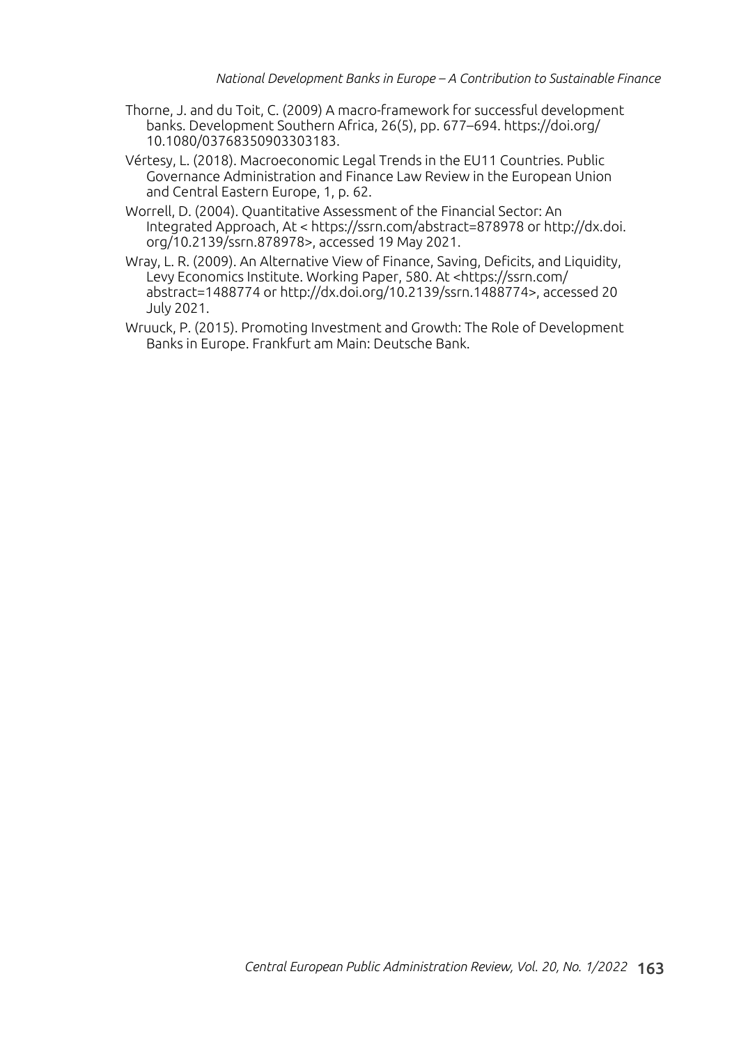Thorne, J. and du Toit, C. (2009) A macro-framework for successful development banks. Development Southern Africa, 26(5), pp. 677–694. https://doi.org/10.1080/03768350903303183.

Vértesy, L. (2018). Macroeconomic Legal Trends in the EU11 Countries. Public Governance Administration and Finance Law Review in the European Union and Central Eastern Europe, 1, p. 62.

Worrell, D. (2004). Quantitative Assessment of the Financial Sector: An Integrated Approach, At < https://ssrn.com/abstract=878978 or http://dx.doi.org/10.2139/ssrn.878978>, accessed 19 May 2021.

Wray, L. R. (2009). An Alternative View of Finance, Saving, Deficits, and Liquidity, Levy Economics Institute. Working Paper, 580. At <https://ssrn.com/abstract=1488774 or http://dx.doi.org/10.2139/ssrn.1488774>, accessed 20 July 2021.

Wruuck, P. (2015). Promoting Investment and Growth: The Role of Development Banks in Europe. Frankfurt am Main: Deutsche Bank.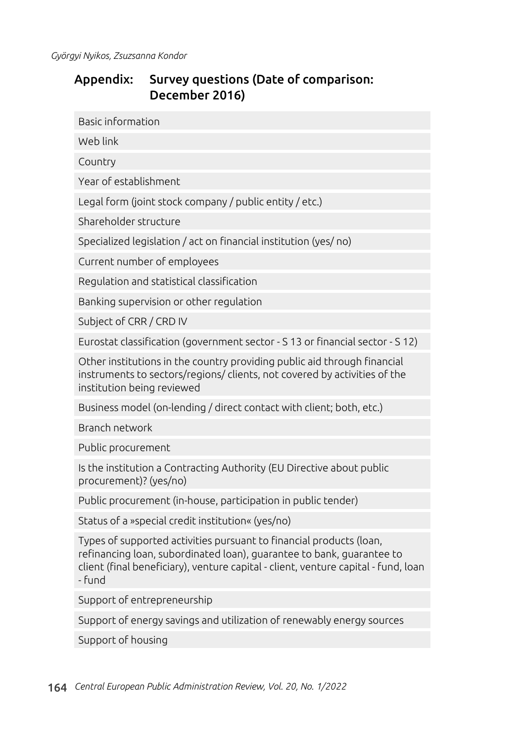## Appendix: Survey questions (Date of comparison: December 2016)

| Basic information |
|---|
| Web link |
| Country |
| Year of establishment |
| Legal form (joint stock company / public entity / etc.) |
| Shareholder structure |
| Specialized legislation / act on financial institution (yes/ no) |
| Current number of employees |
| Regulation and statistical classification |
| Banking supervision or other regulation |
| Subject of CRR / CRD IV |
| Eurostat classification (government sector - S 13 or financial sector - S 12) |
| Other institutions in the country providing public aid through financial instruments to sectors/regions/ clients, not covered by activities of the institution being reviewed |
| Business model (on-lending / direct contact with client; both, etc.) |
| Branch network |
| Public procurement |
| Is the institution a Contracting Authority (EU Directive about public procurement)? (yes/no) |
| Public procurement (in-house, participation in public tender) |
| Status of a »special credit institution« (yes/no) |
| Types of supported activities pursuant to financial products (loan, refinancing loan, subordinated loan), guarantee to bank, guarantee to client (final beneficiary), venture capital - client, venture capital - fund, loan - fund |
| Support of entrepreneurship |
| Support of energy savings and utilization of renewably energy sources |
| Support of housing |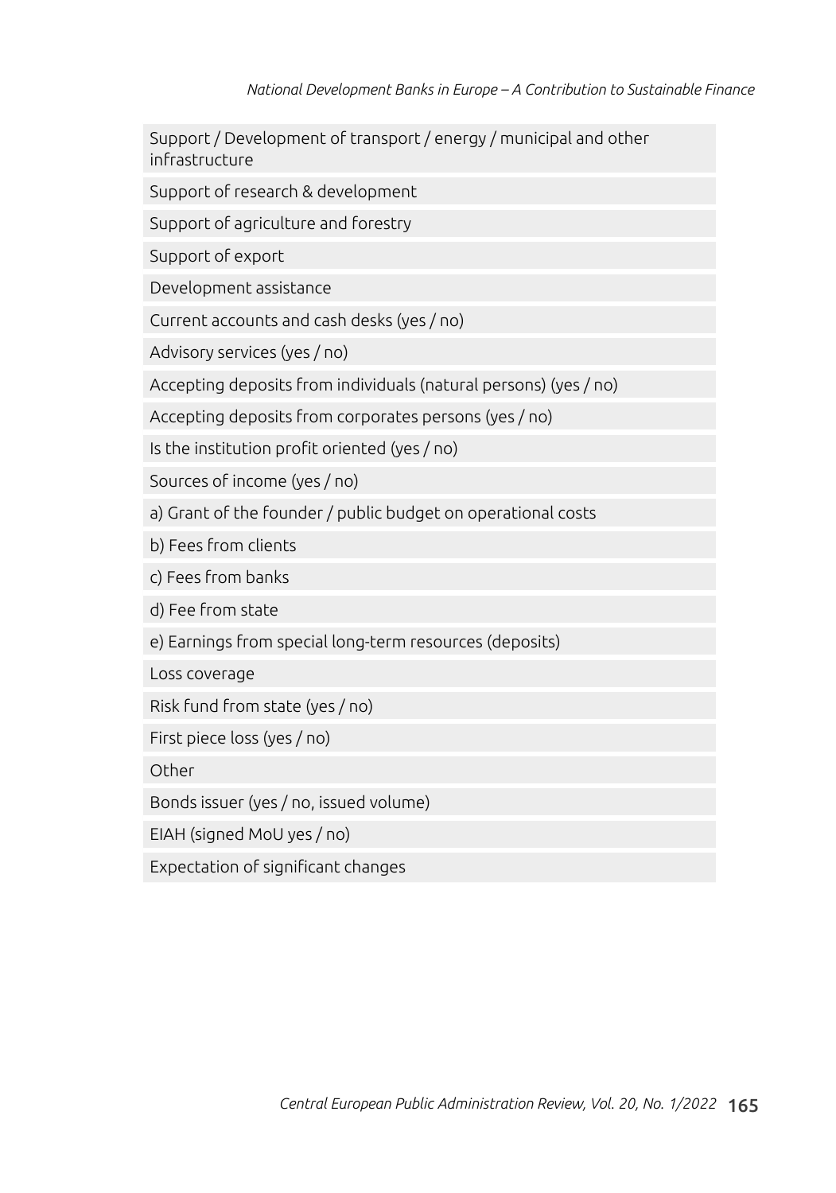| |
|---|
| Support / Development of transport / energy / municipal and other infrastructure |
| Support of research & development |
| Support of agriculture and forestry |
| Support of export |
| Development assistance |
| Current accounts and cash desks (yes / no) |
| Advisory services (yes / no) |
| Accepting deposits from individuals (natural persons) (yes / no) |
| Accepting deposits from corporates persons (yes / no) |
| Is the institution profit oriented (yes / no) |
| Sources of income (yes / no) |
| a) Grant of the founder / public budget on operational costs |
| b) Fees from clients |
| c) Fees from banks |
| d) Fee from state |
| e) Earnings from special long-term resources (deposits) |
| Loss coverage |
| Risk fund from state (yes / no) |
| First piece loss (yes / no) |
| Other |
| Bonds issuer (yes / no, issued volume) |
| EIAH (signed MoU yes / no) |
| Expectation of significant changes |